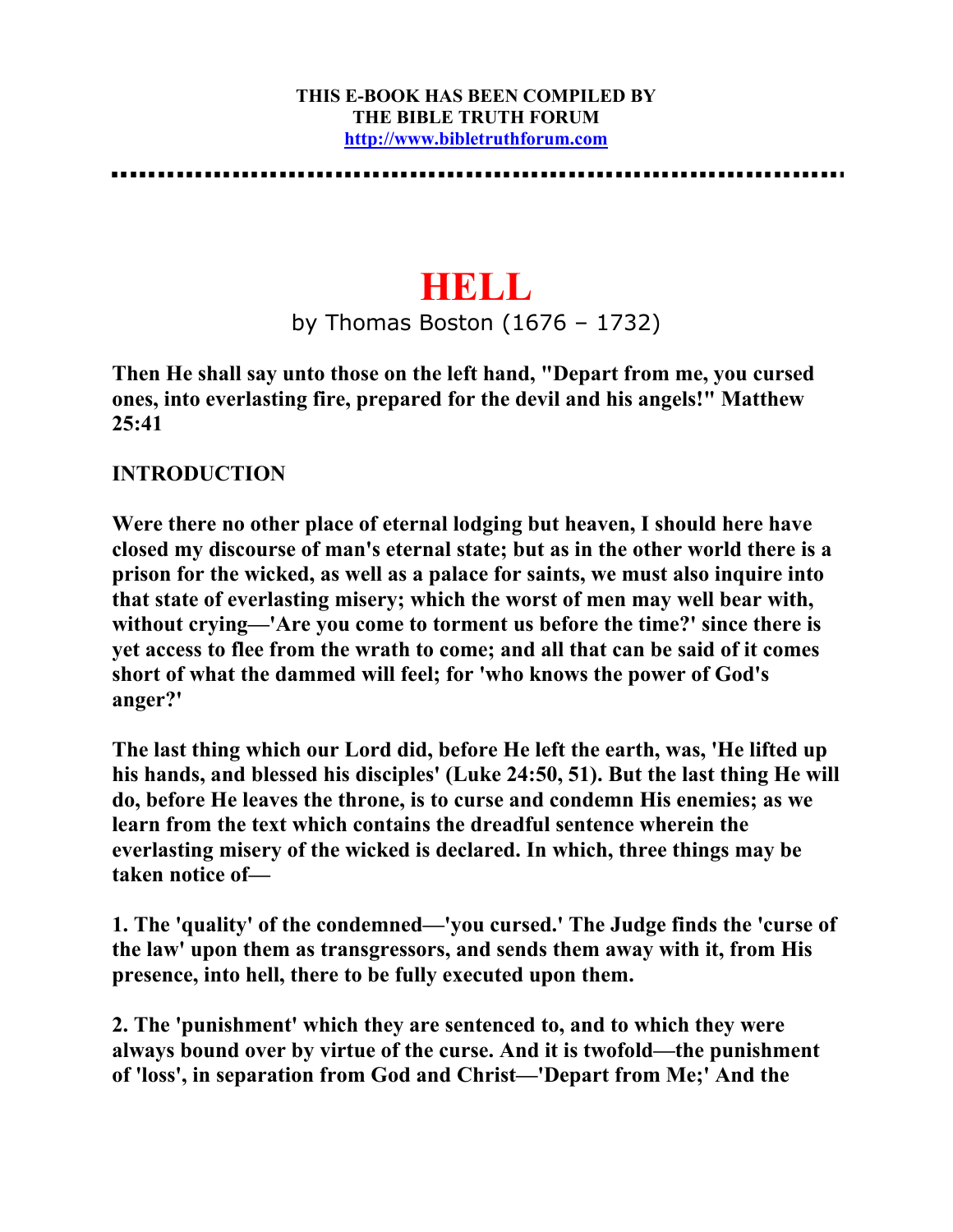**THIS E-BOOK HAS BEEN COMPILED BY**
**THE BIBLE TRUTH FORUM**
**http://www.bibletruthforum.com**

# HELL

by Thomas Boston (1676 – 1732)

**Then He shall say unto those on the left hand, "Depart from me, you cursed ones, into everlasting fire, prepared for the devil and his angels!" Matthew 25:41**

## INTRODUCTION

**Were there no other place of eternal lodging but heaven, I should here have closed my discourse of man's eternal state; but as in the other world there is a prison for the wicked, as well as a palace for saints, we must also inquire into that state of everlasting misery; which the worst of men may well bear with, without crying—'Are you come to torment us before the time?' since there is yet access to flee from the wrath to come; and all that can be said of it comes short of what the dammed will feel; for 'who knows the power of God's anger?'**

**The last thing which our Lord did, before He left the earth, was, 'He lifted up his hands, and blessed his disciples' (Luke 24:50, 51). But the last thing He will do, before He leaves the throne, is to curse and condemn His enemies; as we learn from the text which contains the dreadful sentence wherein the everlasting misery of the wicked is declared. In which, three things may be taken notice of—**

**1. The 'quality' of the condemned—'you cursed.' The Judge finds the 'curse of the law' upon them as transgressors, and sends them away with it, from His presence, into hell, there to be fully executed upon them.**

**2. The 'punishment' which they are sentenced to, and to which they were always bound over by virtue of the curse. And it is twofold—the punishment of 'loss', in separation from God and Christ—'Depart from Me;' And the**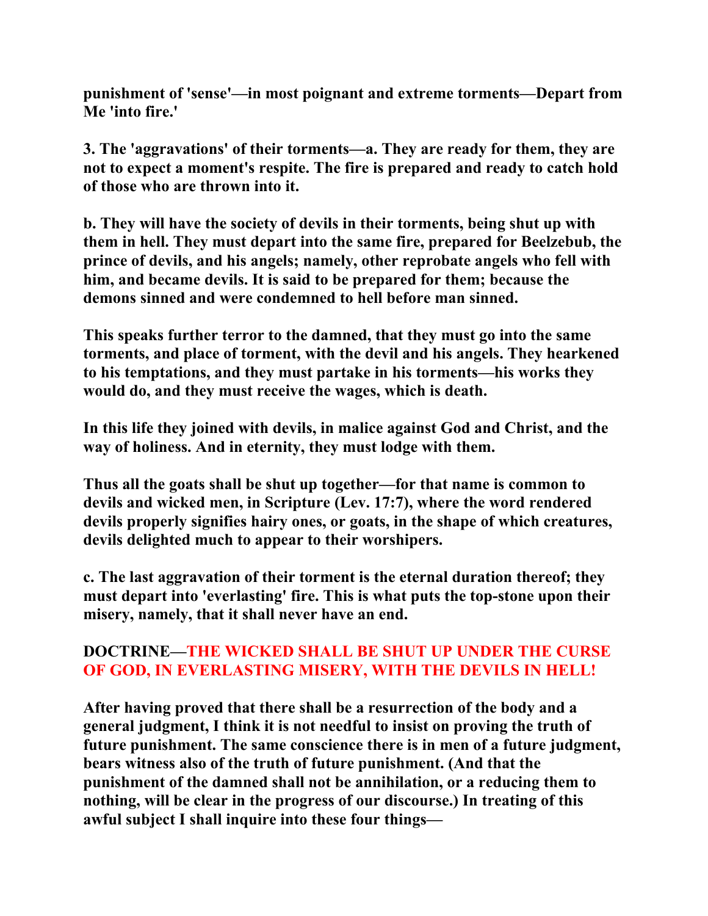**punishment of 'sense'—in most poignant and extreme torments—Depart from Me 'into fire.'**

**3. The 'aggravations' of their torments—a. They are ready for them, they are not to expect a moment's respite. The fire is prepared and ready to catch hold of those who are thrown into it.**

**b. They will have the society of devils in their torments, being shut up with them in hell. They must depart into the same fire, prepared for Beelzebub, the prince of devils, and his angels; namely, other reprobate angels who fell with him, and became devils. It is said to be prepared for them; because the demons sinned and were condemned to hell before man sinned.**

**This speaks further terror to the damned, that they must go into the same torments, and place of torment, with the devil and his angels. They hearkened to his temptations, and they must partake in his torments—his works they would do, and they must receive the wages, which is death.**

**In this life they joined with devils, in malice against God and Christ, and the way of holiness. And in eternity, they must lodge with them.**

**Thus all the goats shall be shut up together—for that name is common to devils and wicked men, in Scripture (Lev. 17:7), where the word rendered devils properly signifies hairy ones, or goats, in the shape of which creatures, devils delighted much to appear to their worshipers.**

**c. The last aggravation of their torment is the eternal duration thereof; they must depart into 'everlasting' fire. This is what puts the top-stone upon their misery, namely, that it shall never have an end.**

**DOCTRINE—THE WICKED SHALL BE SHUT UP UNDER THE CURSE OF GOD, IN EVERLASTING MISERY, WITH THE DEVILS IN HELL!**

**After having proved that there shall be a resurrection of the body and a general judgment, I think it is not needful to insist on proving the truth of future punishment. The same conscience there is in men of a future judgment, bears witness also of the truth of future punishment. (And that the punishment of the damned shall not be annihilation, or a reducing them to nothing, will be clear in the progress of our discourse.) In treating of this awful subject I shall inquire into these four things—**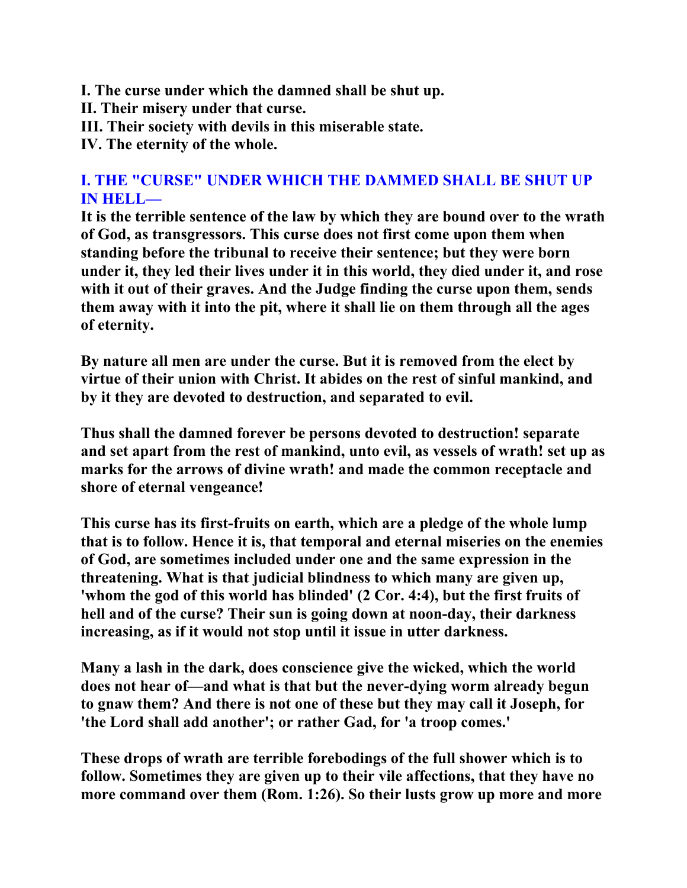**I. The curse under which the damned shall be shut up.**
**II. Their misery under that curse.**
**III. Their society with devils in this miserable state.**
**IV. The eternity of the whole.**

## I. THE "CURSE" UNDER WHICH THE DAMMED SHALL BE SHUT UP IN HELL—

**It is the terrible sentence of the law by which they are bound over to the wrath of God, as transgressors. This curse does not first come upon them when standing before the tribunal to receive their sentence; but they were born under it, they led their lives under it in this world, they died under it, and rose with it out of their graves. And the Judge finding the curse upon them, sends them away with it into the pit, where it shall lie on them through all the ages of eternity.**

**By nature all men are under the curse. But it is removed from the elect by virtue of their union with Christ. It abides on the rest of sinful mankind, and by it they are devoted to destruction, and separated to evil.**

**Thus shall the damned forever be persons devoted to destruction! separate and set apart from the rest of mankind, unto evil, as vessels of wrath! set up as marks for the arrows of divine wrath! and made the common receptacle and shore of eternal vengeance!**

**This curse has its first-fruits on earth, which are a pledge of the whole lump that is to follow. Hence it is, that temporal and eternal miseries on the enemies of God, are sometimes included under one and the same expression in the threatening. What is that judicial blindness to which many are given up, 'whom the god of this world has blinded' (2 Cor. 4:4), but the first fruits of hell and of the curse? Their sun is going down at noon-day, their darkness increasing, as if it would not stop until it issue in utter darkness.**

**Many a lash in the dark, does conscience give the wicked, which the world does not hear of—and what is that but the never-dying worm already begun to gnaw them? And there is not one of these but they may call it Joseph, for 'the Lord shall add another'; or rather Gad, for 'a troop comes.'**

**These drops of wrath are terrible forebodings of the full shower which is to follow. Sometimes they are given up to their vile affections, that they have no more command over them (Rom. 1:26). So their lusts grow up more and more**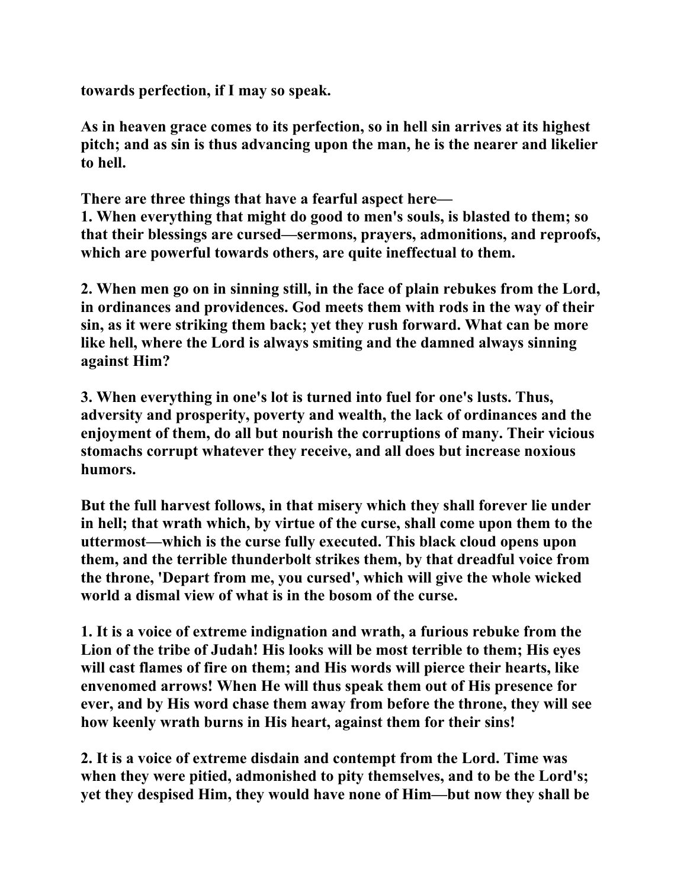**towards perfection, if I may so speak.**

**As in heaven grace comes to its perfection, so in hell sin arrives at its highest pitch; and as sin is thus advancing upon the man, he is the nearer and likelier to hell.**

**There are three things that have a fearful aspect here—**
**1. When everything that might do good to men's souls, is blasted to them; so that their blessings are cursed—sermons, prayers, admonitions, and reproofs, which are powerful towards others, are quite ineffectual to them.**

**2. When men go on in sinning still, in the face of plain rebukes from the Lord, in ordinances and providences. God meets them with rods in the way of their sin, as it were striking them back; yet they rush forward. What can be more like hell, where the Lord is always smiting and the damned always sinning against Him?**

**3. When everything in one's lot is turned into fuel for one's lusts. Thus, adversity and prosperity, poverty and wealth, the lack of ordinances and the enjoyment of them, do all but nourish the corruptions of many. Their vicious stomachs corrupt whatever they receive, and all does but increase noxious humors.**

**But the full harvest follows, in that misery which they shall forever lie under in hell; that wrath which, by virtue of the curse, shall come upon them to the uttermost—which is the curse fully executed. This black cloud opens upon them, and the terrible thunderbolt strikes them, by that dreadful voice from the throne, 'Depart from me, you cursed', which will give the whole wicked world a dismal view of what is in the bosom of the curse.**

**1. It is a voice of extreme indignation and wrath, a furious rebuke from the Lion of the tribe of Judah! His looks will be most terrible to them; His eyes will cast flames of fire on them; and His words will pierce their hearts, like envenomed arrows! When He will thus speak them out of His presence for ever, and by His word chase them away from before the throne, they will see how keenly wrath burns in His heart, against them for their sins!**

**2. It is a voice of extreme disdain and contempt from the Lord. Time was when they were pitied, admonished to pity themselves, and to be the Lord's; yet they despised Him, they would have none of Him—but now they shall be**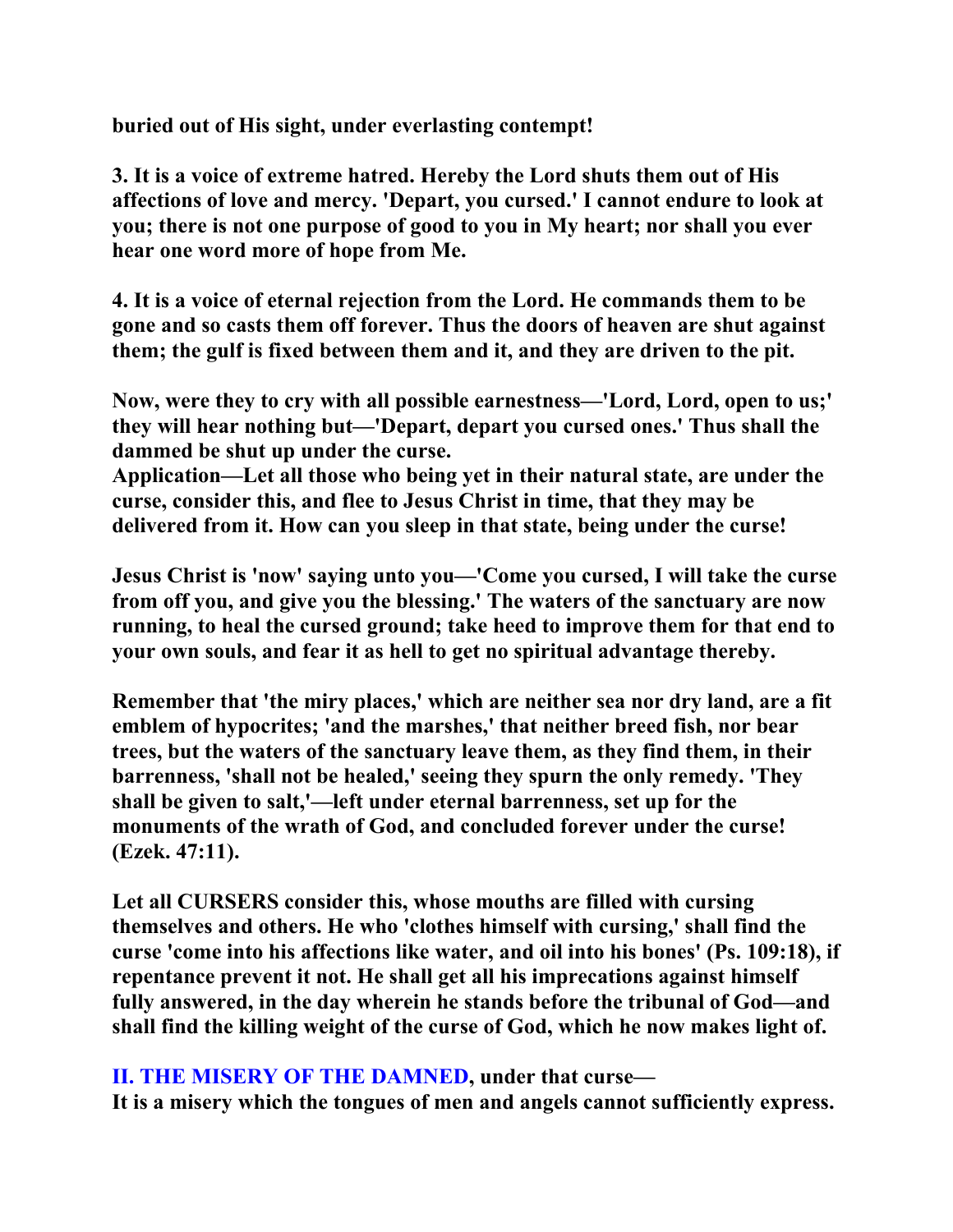**buried out of His sight, under everlasting contempt!**

**3. It is a voice of extreme hatred. Hereby the Lord shuts them out of His affections of love and mercy. 'Depart, you cursed.' I cannot endure to look at you; there is not one purpose of good to you in My heart; nor shall you ever hear one word more of hope from Me.**

**4. It is a voice of eternal rejection from the Lord. He commands them to be gone and so casts them off forever. Thus the doors of heaven are shut against them; the gulf is fixed between them and it, and they are driven to the pit.**

**Now, were they to cry with all possible earnestness—'Lord, Lord, open to us;' they will hear nothing but—'Depart, depart you cursed ones.' Thus shall the dammed be shut up under the curse.**
**Application—Let all those who being yet in their natural state, are under the curse, consider this, and flee to Jesus Christ in time, that they may be delivered from it. How can you sleep in that state, being under the curse!**

**Jesus Christ is 'now' saying unto you—'Come you cursed, I will take the curse from off you, and give you the blessing.' The waters of the sanctuary are now running, to heal the cursed ground; take heed to improve them for that end to your own souls, and fear it as hell to get no spiritual advantage thereby.**

**Remember that 'the miry places,' which are neither sea nor dry land, are a fit emblem of hypocrites; 'and the marshes,' that neither breed fish, nor bear trees, but the waters of the sanctuary leave them, as they find them, in their barrenness, 'shall not be healed,' seeing they spurn the only remedy. 'They shall be given to salt,'—left under eternal barrenness, set up for the monuments of the wrath of God, and concluded forever under the curse! (Ezek. 47:11).**

**Let all CURSERS consider this, whose mouths are filled with cursing themselves and others. He who 'clothes himself with cursing,' shall find the curse 'come into his affections like water, and oil into his bones' (Ps. 109:18), if repentance prevent it not. He shall get all his imprecations against himself fully answered, in the day wherein he stands before the tribunal of God—and shall find the killing weight of the curse of God, which he now makes light of.**

**II. THE MISERY OF THE DAMNED, under that curse—**
**It is a misery which the tongues of men and angels cannot sufficiently express.**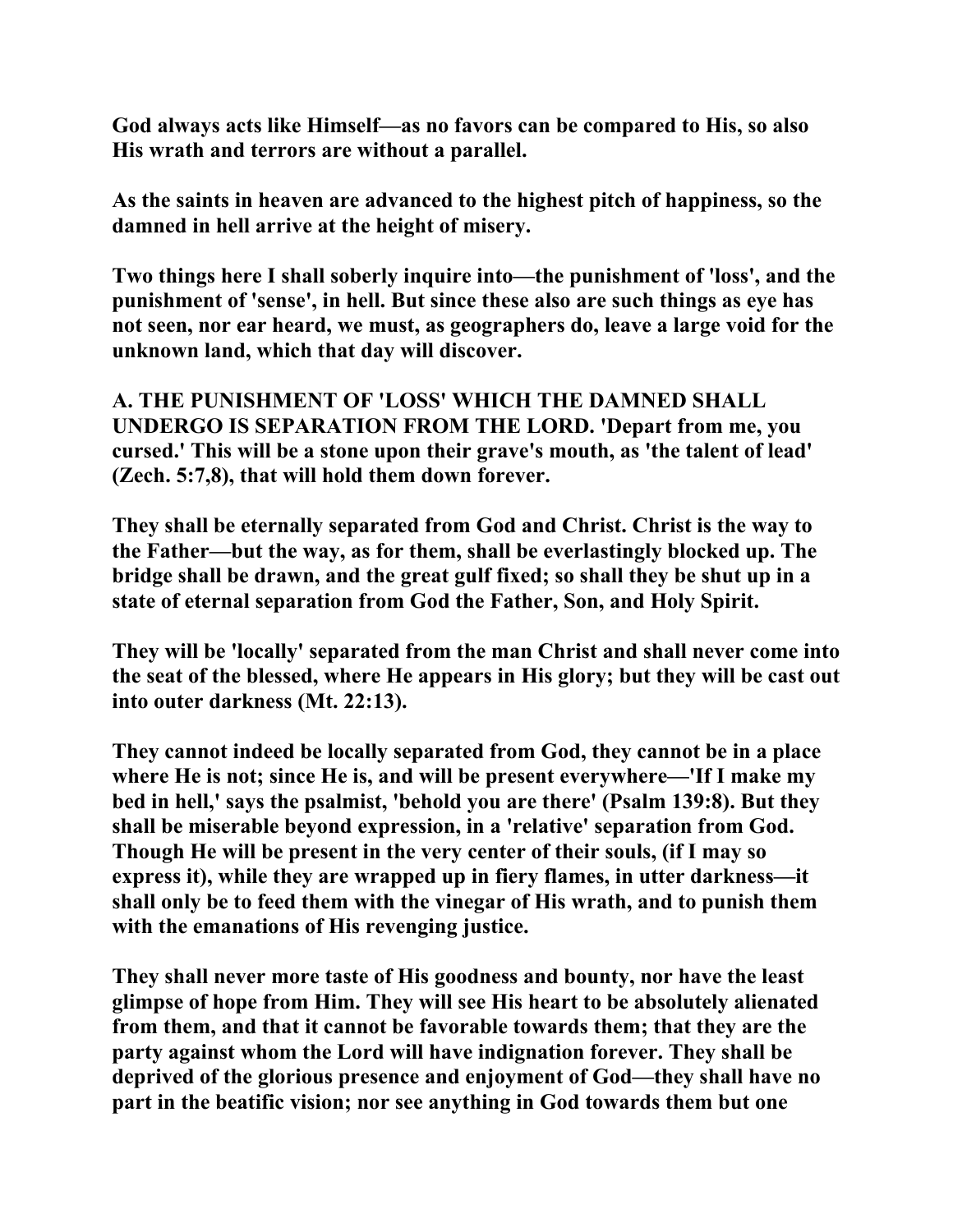**God always acts like Himself—as no favors can be compared to His, so also His wrath and terrors are without a parallel.**

**As the saints in heaven are advanced to the highest pitch of happiness, so the damned in hell arrive at the height of misery.**

**Two things here I shall soberly inquire into—the punishment of 'loss', and the punishment of 'sense', in hell. But since these also are such things as eye has not seen, nor ear heard, we must, as geographers do, leave a large void for the unknown land, which that day will discover.**

**A. THE PUNISHMENT OF 'LOSS' WHICH THE DAMNED SHALL UNDERGO IS SEPARATION FROM THE LORD. 'Depart from me, you cursed.' This will be a stone upon their grave's mouth, as 'the talent of lead' (Zech. 5:7,8), that will hold them down forever.**

**They shall be eternally separated from God and Christ. Christ is the way to the Father—but the way, as for them, shall be everlastingly blocked up. The bridge shall be drawn, and the great gulf fixed; so shall they be shut up in a state of eternal separation from God the Father, Son, and Holy Spirit.**

**They will be 'locally' separated from the man Christ and shall never come into the seat of the blessed, where He appears in His glory; but they will be cast out into outer darkness (Mt. 22:13).**

**They cannot indeed be locally separated from God, they cannot be in a place where He is not; since He is, and will be present everywhere—'If I make my bed in hell,' says the psalmist, 'behold you are there' (Psalm 139:8). But they shall be miserable beyond expression, in a 'relative' separation from God. Though He will be present in the very center of their souls, (if I may so express it), while they are wrapped up in fiery flames, in utter darkness—it shall only be to feed them with the vinegar of His wrath, and to punish them with the emanations of His revenging justice.**

**They shall never more taste of His goodness and bounty, nor have the least glimpse of hope from Him. They will see His heart to be absolutely alienated from them, and that it cannot be favorable towards them; that they are the party against whom the Lord will have indignation forever. They shall be deprived of the glorious presence and enjoyment of God—they shall have no part in the beatific vision; nor see anything in God towards them but one**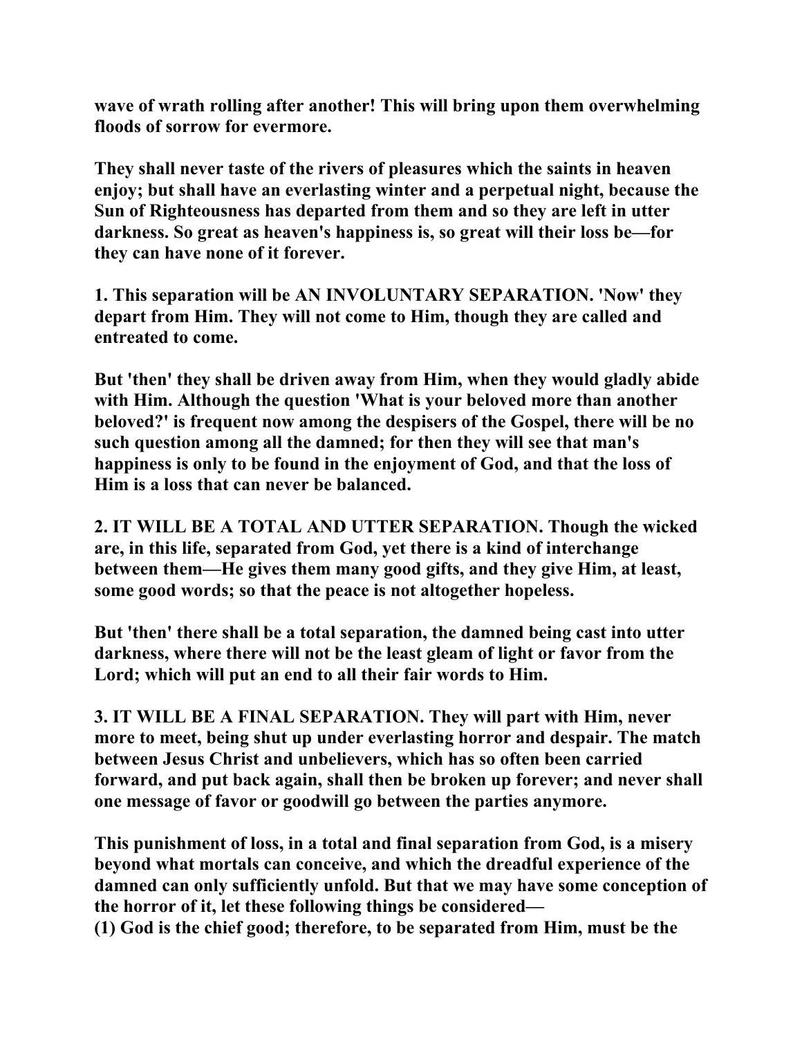wave of wrath rolling after another! This will bring upon them overwhelming floods of sorrow for evermore.

They shall never taste of the rivers of pleasures which the saints in heaven enjoy; but shall have an everlasting winter and a perpetual night, because the Sun of Righteousness has departed from them and so they are left in utter darkness. So great as heaven's happiness is, so great will their loss be—for they can have none of it forever.

1. This separation will be AN INVOLUNTARY SEPARATION. 'Now' they depart from Him. They will not come to Him, though they are called and entreated to come.

But 'then' they shall be driven away from Him, when they would gladly abide with Him. Although the question 'What is your beloved more than another beloved?' is frequent now among the despisers of the Gospel, there will be no such question among all the damned; for then they will see that man's happiness is only to be found in the enjoyment of God, and that the loss of Him is a loss that can never be balanced.

2. IT WILL BE A TOTAL AND UTTER SEPARATION. Though the wicked are, in this life, separated from God, yet there is a kind of interchange between them—He gives them many good gifts, and they give Him, at least, some good words; so that the peace is not altogether hopeless.

But 'then' there shall be a total separation, the damned being cast into utter darkness, where there will not be the least gleam of light or favor from the Lord; which will put an end to all their fair words to Him.

3. IT WILL BE A FINAL SEPARATION. They will part with Him, never more to meet, being shut up under everlasting horror and despair. The match between Jesus Christ and unbelievers, which has so often been carried forward, and put back again, shall then be broken up forever; and never shall one message of favor or goodwill go between the parties anymore.

This punishment of loss, in a total and final separation from God, is a misery beyond what mortals can conceive, and which the dreadful experience of the damned can only sufficiently unfold. But that we may have some conception of the horror of it, let these following things be considered—

(1) God is the chief good; therefore, to be separated from Him, must be the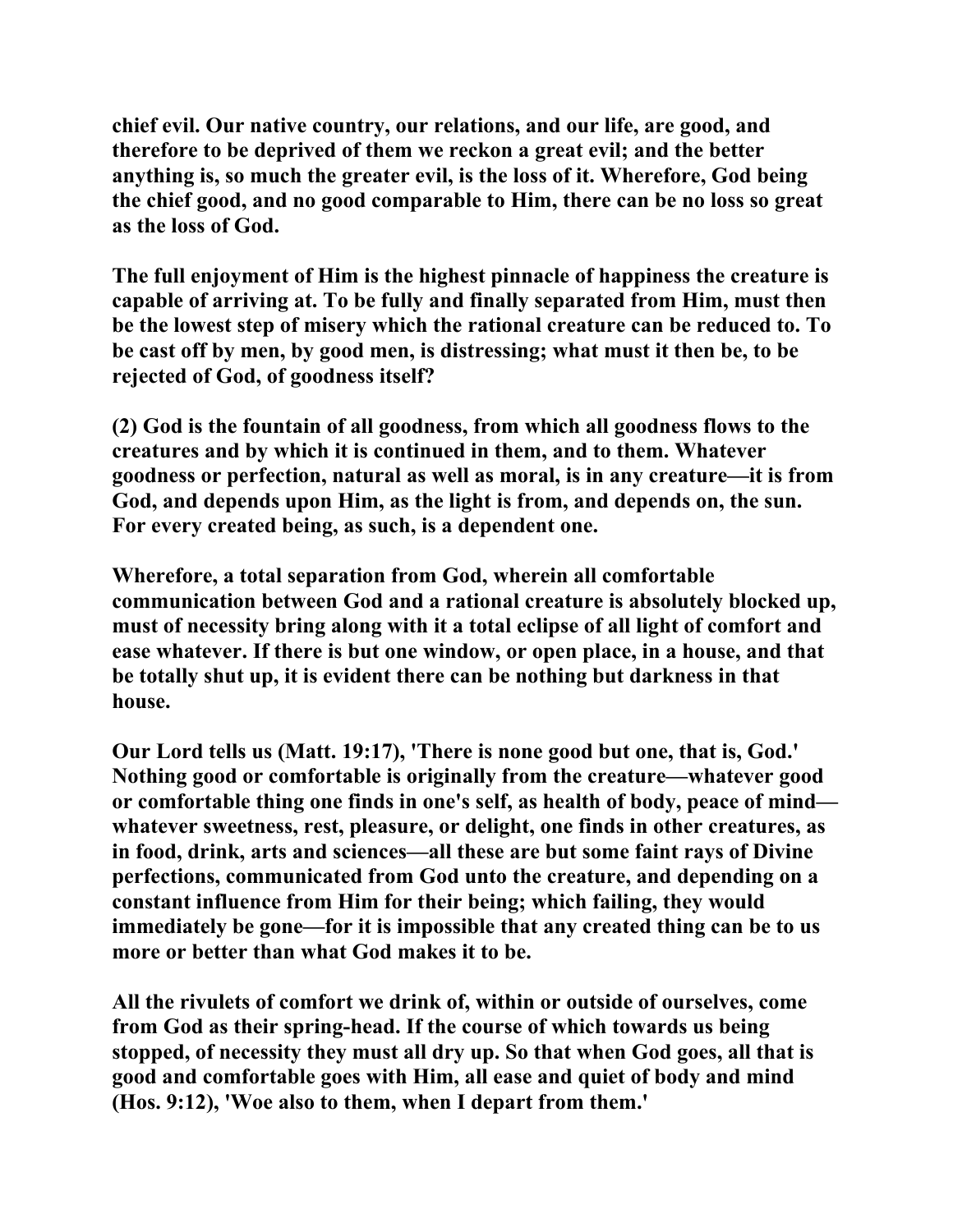**chief evil. Our native country, our relations, and our life, are good, and therefore to be deprived of them we reckon a great evil; and the better anything is, so much the greater evil, is the loss of it. Wherefore, God being the chief good, and no good comparable to Him, there can be no loss so great as the loss of God.**

**The full enjoyment of Him is the highest pinnacle of happiness the creature is capable of arriving at. To be fully and finally separated from Him, must then be the lowest step of misery which the rational creature can be reduced to. To be cast off by men, by good men, is distressing; what must it then be, to be rejected of God, of goodness itself?**

**(2) God is the fountain of all goodness, from which all goodness flows to the creatures and by which it is continued in them, and to them. Whatever goodness or perfection, natural as well as moral, is in any creature—it is from God, and depends upon Him, as the light is from, and depends on, the sun. For every created being, as such, is a dependent one.**

**Wherefore, a total separation from God, wherein all comfortable communication between God and a rational creature is absolutely blocked up, must of necessity bring along with it a total eclipse of all light of comfort and ease whatever. If there is but one window, or open place, in a house, and that be totally shut up, it is evident there can be nothing but darkness in that house.**

**Our Lord tells us (Matt. 19:17), 'There is none good but one, that is, God.' Nothing good or comfortable is originally from the creature—whatever good or comfortable thing one finds in one's self, as health of body, peace of mind—whatever sweetness, rest, pleasure, or delight, one finds in other creatures, as in food, drink, arts and sciences—all these are but some faint rays of Divine perfections, communicated from God unto the creature, and depending on a constant influence from Him for their being; which failing, they would immediately be gone—for it is impossible that any created thing can be to us more or better than what God makes it to be.**

**All the rivulets of comfort we drink of, within or outside of ourselves, come from God as their spring-head. If the course of which towards us being stopped, of necessity they must all dry up. So that when God goes, all that is good and comfortable goes with Him, all ease and quiet of body and mind (Hos. 9:12), 'Woe also to them, when I depart from them.'**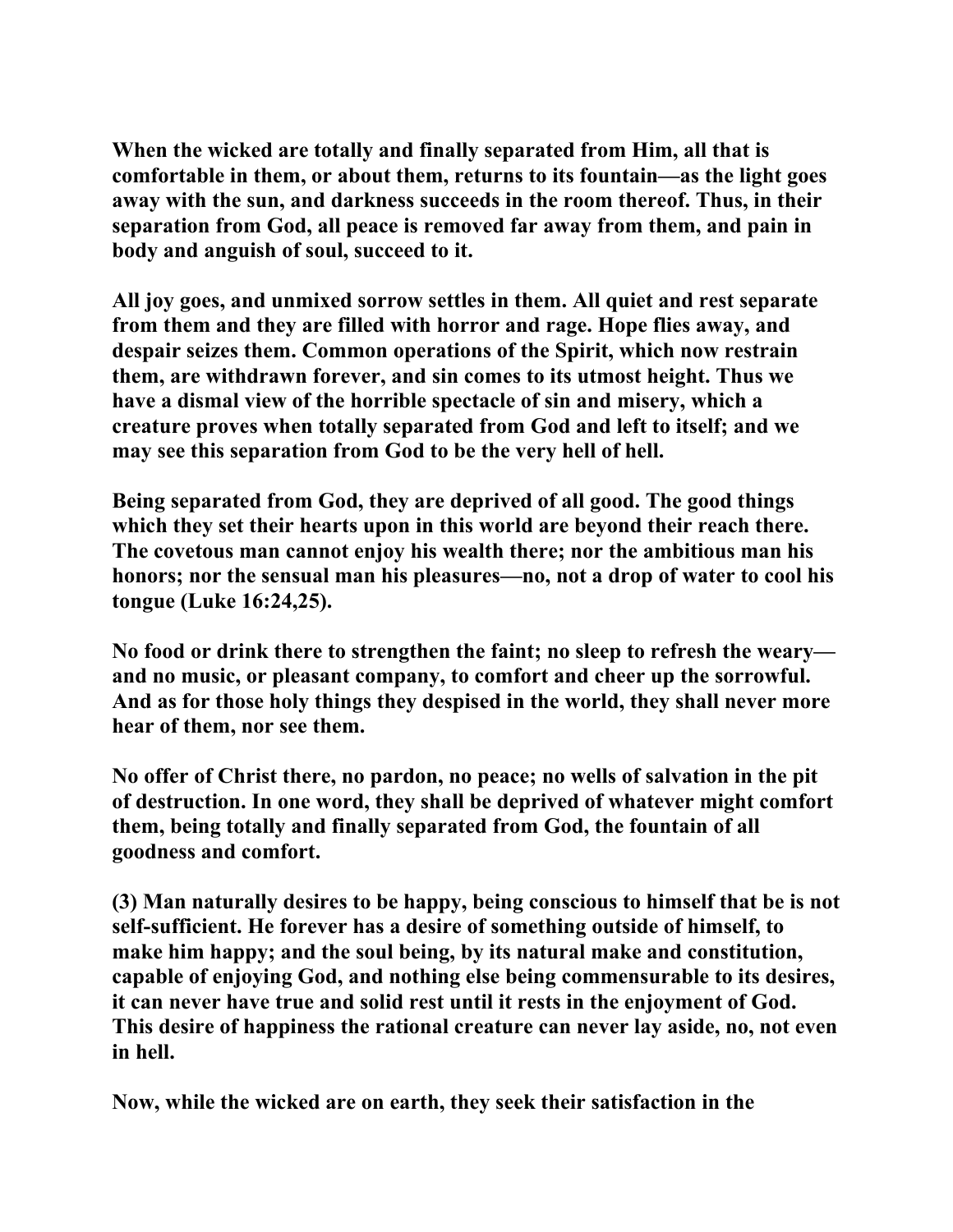**When the wicked are totally and finally separated from Him, all that is comfortable in them, or about them, returns to its fountain—as the light goes away with the sun, and darkness succeeds in the room thereof. Thus, in their separation from God, all peace is removed far away from them, and pain in body and anguish of soul, succeed to it.**

**All joy goes, and unmixed sorrow settles in them. All quiet and rest separate from them and they are filled with horror and rage. Hope flies away, and despair seizes them. Common operations of the Spirit, which now restrain them, are withdrawn forever, and sin comes to its utmost height. Thus we have a dismal view of the horrible spectacle of sin and misery, which a creature proves when totally separated from God and left to itself; and we may see this separation from God to be the very hell of hell.**

**Being separated from God, they are deprived of all good. The good things which they set their hearts upon in this world are beyond their reach there. The covetous man cannot enjoy his wealth there; nor the ambitious man his honors; nor the sensual man his pleasures—no, not a drop of water to cool his tongue (Luke 16:24,25).**

**No food or drink there to strengthen the faint; no sleep to refresh the weary—and no music, or pleasant company, to comfort and cheer up the sorrowful. And as for those holy things they despised in the world, they shall never more hear of them, nor see them.**

**No offer of Christ there, no pardon, no peace; no wells of salvation in the pit of destruction. In one word, they shall be deprived of whatever might comfort them, being totally and finally separated from God, the fountain of all goodness and comfort.**

**(3) Man naturally desires to be happy, being conscious to himself that be is not self-sufficient. He forever has a desire of something outside of himself, to make him happy; and the soul being, by its natural make and constitution, capable of enjoying God, and nothing else being commensurable to its desires, it can never have true and solid rest until it rests in the enjoyment of God. This desire of happiness the rational creature can never lay aside, no, not even in hell.**

**Now, while the wicked are on earth, they seek their satisfaction in the**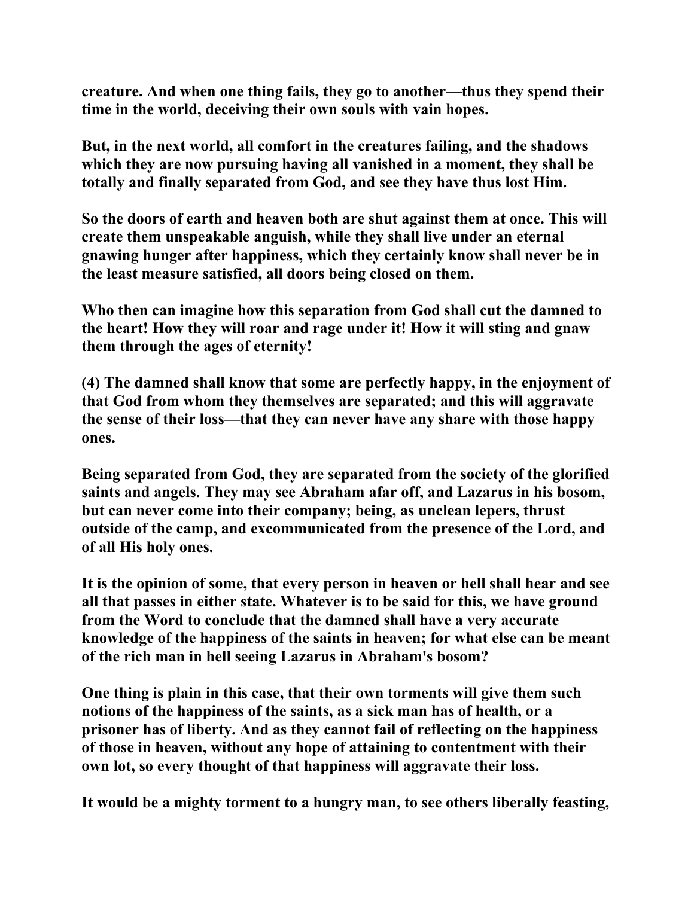creature. And when one thing fails, they go to another—thus they spend their time in the world, deceiving their own souls with vain hopes.

But, in the next world, all comfort in the creatures failing, and the shadows which they are now pursuing having all vanished in a moment, they shall be totally and finally separated from God, and see they have thus lost Him.

So the doors of earth and heaven both are shut against them at once. This will create them unspeakable anguish, while they shall live under an eternal gnawing hunger after happiness, which they certainly know shall never be in the least measure satisfied, all doors being closed on them.

Who then can imagine how this separation from God shall cut the damned to the heart! How they will roar and rage under it! How it will sting and gnaw them through the ages of eternity!

(4) The damned shall know that some are perfectly happy, in the enjoyment of that God from whom they themselves are separated; and this will aggravate the sense of their loss—that they can never have any share with those happy ones.

Being separated from God, they are separated from the society of the glorified saints and angels. They may see Abraham afar off, and Lazarus in his bosom, but can never come into their company; being, as unclean lepers, thrust outside of the camp, and excommunicated from the presence of the Lord, and of all His holy ones.

It is the opinion of some, that every person in heaven or hell shall hear and see all that passes in either state. Whatever is to be said for this, we have ground from the Word to conclude that the damned shall have a very accurate knowledge of the happiness of the saints in heaven; for what else can be meant of the rich man in hell seeing Lazarus in Abraham's bosom?

One thing is plain in this case, that their own torments will give them such notions of the happiness of the saints, as a sick man has of health, or a prisoner has of liberty. And as they cannot fail of reflecting on the happiness of those in heaven, without any hope of attaining to contentment with their own lot, so every thought of that happiness will aggravate their loss.

It would be a mighty torment to a hungry man, to see others liberally feasting,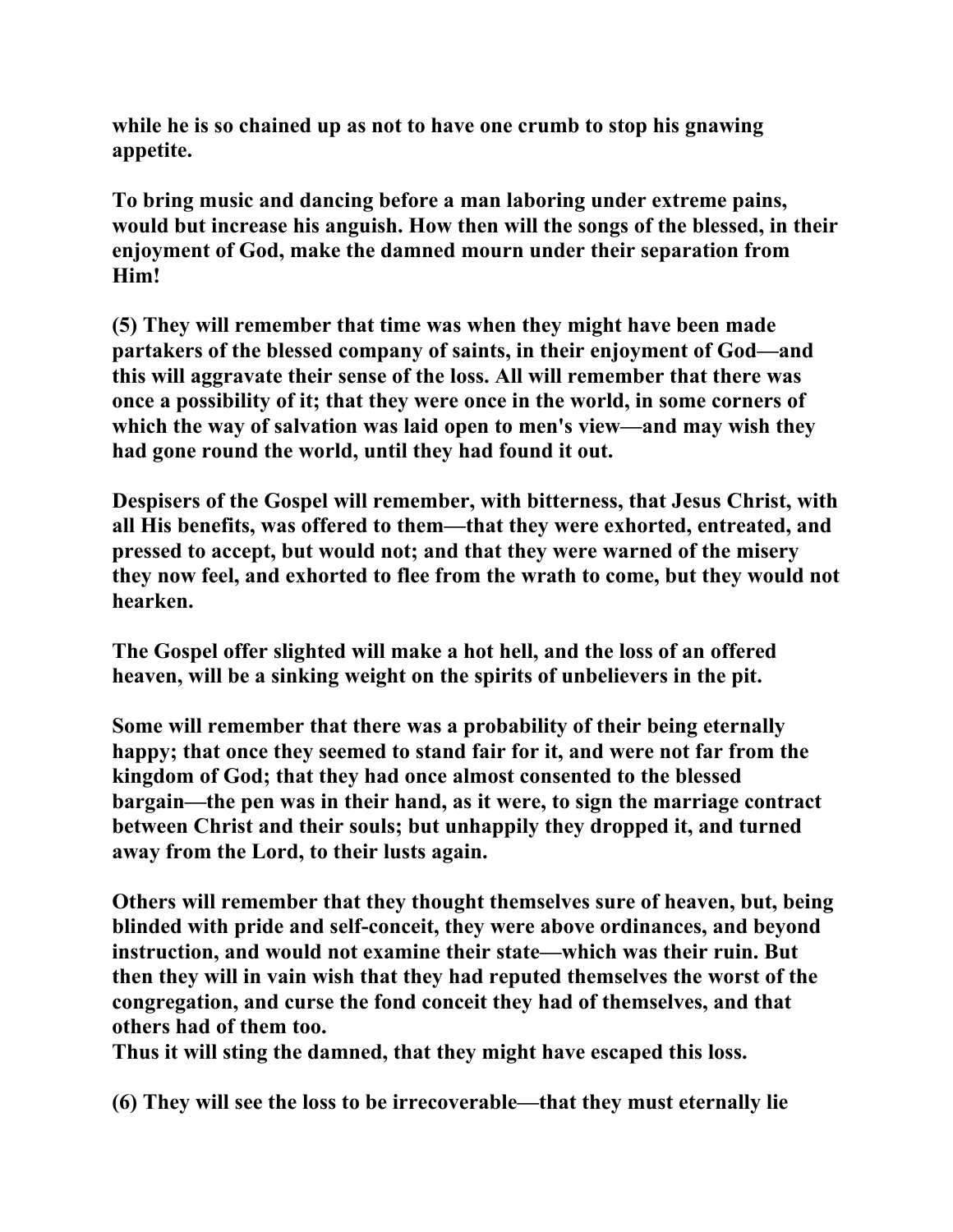**while he is so chained up as not to have one crumb to stop his gnawing appetite.**

**To bring music and dancing before a man laboring under extreme pains, would but increase his anguish. How then will the songs of the blessed, in their enjoyment of God, make the damned mourn under their separation from Him!**

**(5) They will remember that time was when they might have been made partakers of the blessed company of saints, in their enjoyment of God—and this will aggravate their sense of the loss. All will remember that there was once a possibility of it; that they were once in the world, in some corners of which the way of salvation was laid open to men's view—and may wish they had gone round the world, until they had found it out.**

**Despisers of the Gospel will remember, with bitterness, that Jesus Christ, with all His benefits, was offered to them—that they were exhorted, entreated, and pressed to accept, but would not; and that they were warned of the misery they now feel, and exhorted to flee from the wrath to come, but they would not hearken.**

**The Gospel offer slighted will make a hot hell, and the loss of an offered heaven, will be a sinking weight on the spirits of unbelievers in the pit.**

**Some will remember that there was a probability of their being eternally happy; that once they seemed to stand fair for it, and were not far from the kingdom of God; that they had once almost consented to the blessed bargain—the pen was in their hand, as it were, to sign the marriage contract between Christ and their souls; but unhappily they dropped it, and turned away from the Lord, to their lusts again.**

**Others will remember that they thought themselves sure of heaven, but, being blinded with pride and self-conceit, they were above ordinances, and beyond instruction, and would not examine their state—which was their ruin. But then they will in vain wish that they had reputed themselves the worst of the congregation, and curse the fond conceit they had of themselves, and that others had of them too.**
**Thus it will sting the damned, that they might have escaped this loss.**

**(6) They will see the loss to be irrecoverable—that they must eternally lie**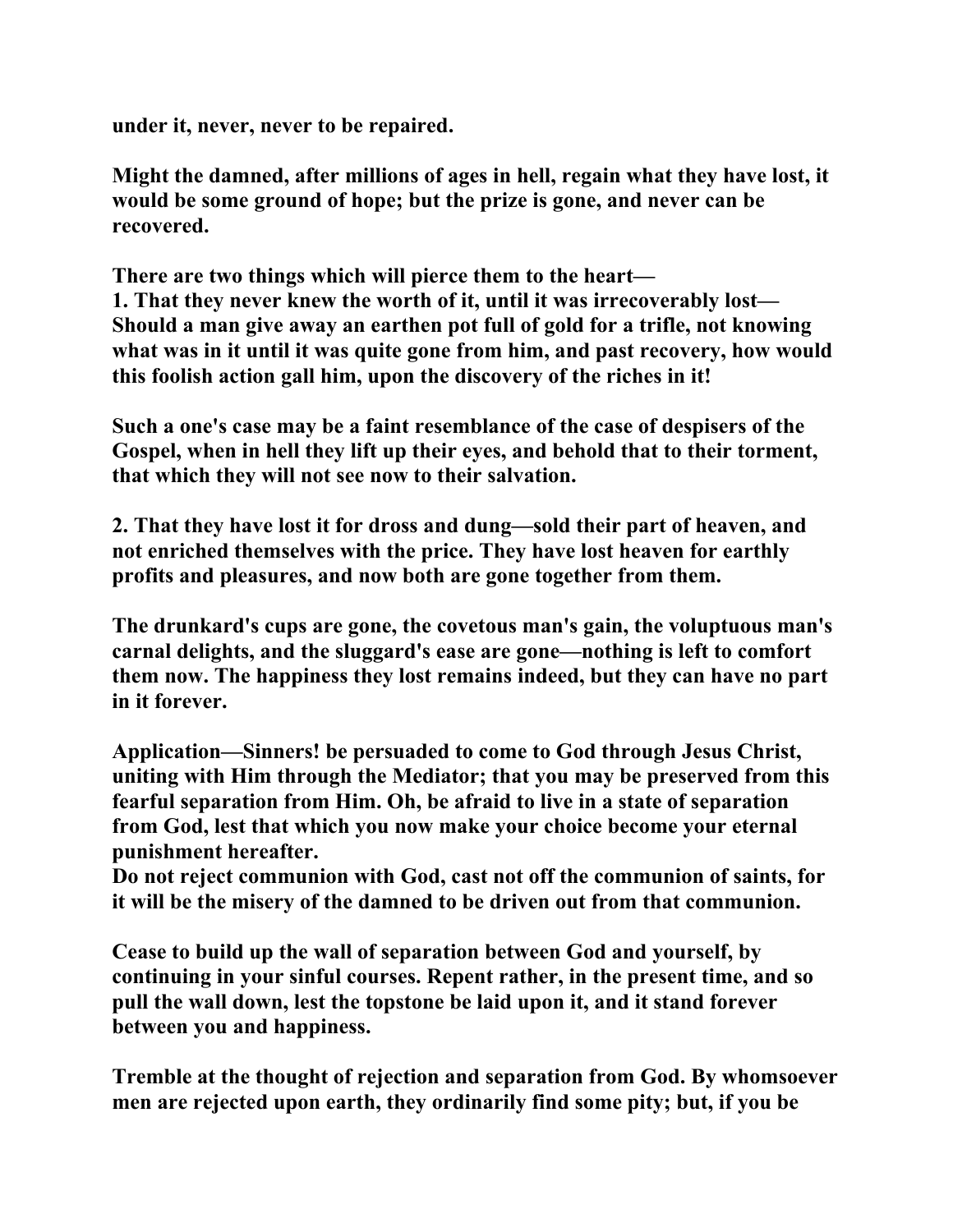**under it, never, never to be repaired.**

**Might the damned, after millions of ages in hell, regain what they have lost, it would be some ground of hope; but the prize is gone, and never can be recovered.**

**There are two things which will pierce them to the heart—**
**1. That they never knew the worth of it, until it was irrecoverably lost—Should a man give away an earthen pot full of gold for a trifle, not knowing what was in it until it was quite gone from him, and past recovery, how would this foolish action gall him, upon the discovery of the riches in it!**

**Such a one's case may be a faint resemblance of the case of despisers of the Gospel, when in hell they lift up their eyes, and behold that to their torment, that which they will not see now to their salvation.**

**2. That they have lost it for dross and dung—sold their part of heaven, and not enriched themselves with the price. They have lost heaven for earthly profits and pleasures, and now both are gone together from them.**

**The drunkard's cups are gone, the covetous man's gain, the voluptuous man's carnal delights, and the sluggard's ease are gone—nothing is left to comfort them now. The happiness they lost remains indeed, but they can have no part in it forever.**

**Application—Sinners! be persuaded to come to God through Jesus Christ, uniting with Him through the Mediator; that you may be preserved from this fearful separation from Him. Oh, be afraid to live in a state of separation from God, lest that which you now make your choice become your eternal punishment hereafter.**
**Do not reject communion with God, cast not off the communion of saints, for it will be the misery of the damned to be driven out from that communion.**

**Cease to build up the wall of separation between God and yourself, by continuing in your sinful courses. Repent rather, in the present time, and so pull the wall down, lest the topstone be laid upon it, and it stand forever between you and happiness.**

**Tremble at the thought of rejection and separation from God. By whomsoever men are rejected upon earth, they ordinarily find some pity; but, if you be**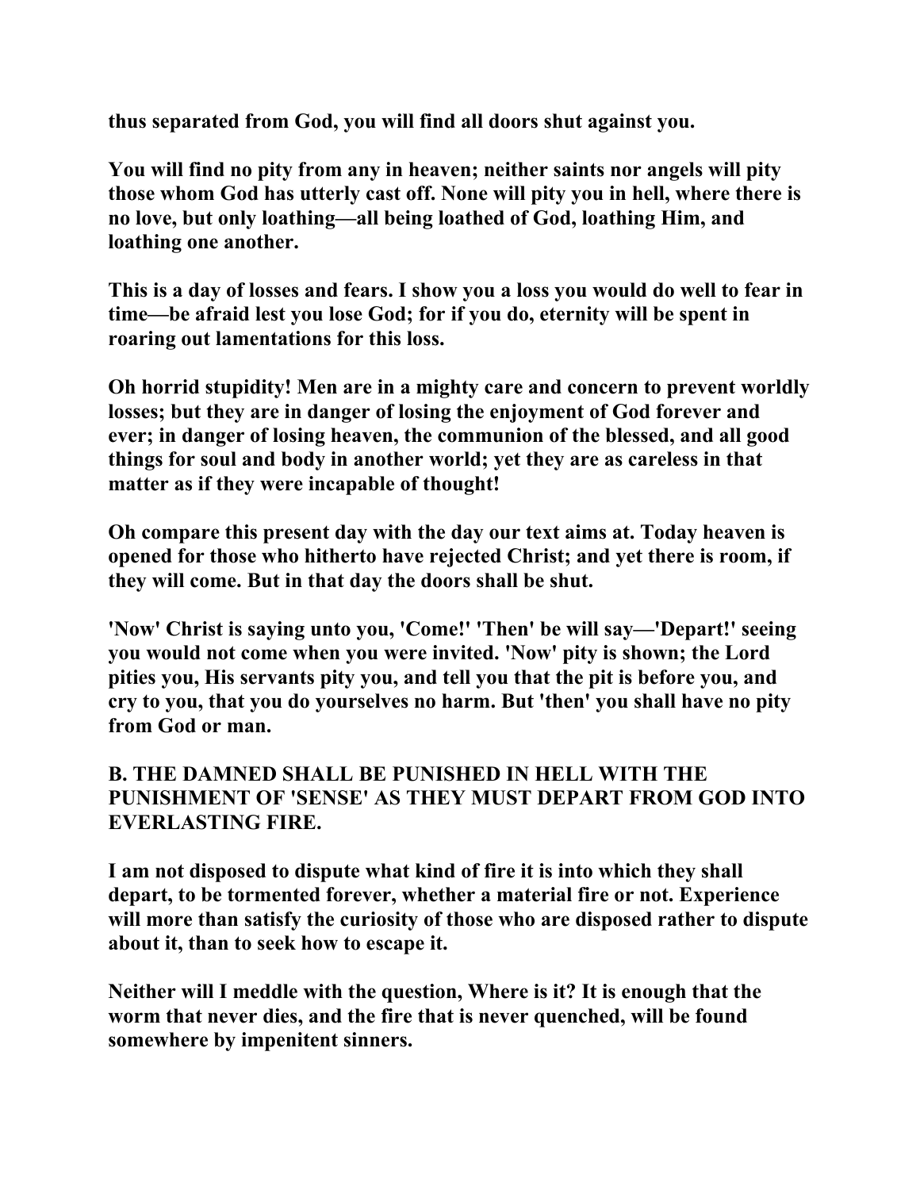thus separated from God, you will find all doors shut against you.

You will find no pity from any in heaven; neither saints nor angels will pity those whom God has utterly cast off. None will pity you in hell, where there is no love, but only loathing—all being loathed of God, loathing Him, and loathing one another.

This is a day of losses and fears. I show you a loss you would do well to fear in time—be afraid lest you lose God; for if you do, eternity will be spent in roaring out lamentations for this loss.

Oh horrid stupidity! Men are in a mighty care and concern to prevent worldly losses; but they are in danger of losing the enjoyment of God forever and ever; in danger of losing heaven, the communion of the blessed, and all good things for soul and body in another world; yet they are as careless in that matter as if they were incapable of thought!

Oh compare this present day with the day our text aims at. Today heaven is opened for those who hitherto have rejected Christ; and yet there is room, if they will come. But in that day the doors shall be shut.

'Now' Christ is saying unto you, 'Come!' 'Then' be will say—'Depart!' seeing you would not come when you were invited. 'Now' pity is shown; the Lord pities you, His servants pity you, and tell you that the pit is before you, and cry to you, that you do yourselves no harm. But 'then' you shall have no pity from God or man.

## B. THE DAMNED SHALL BE PUNISHED IN HELL WITH THE PUNISHMENT OF 'SENSE' AS THEY MUST DEPART FROM GOD INTO EVERLASTING FIRE.

I am not disposed to dispute what kind of fire it is into which they shall depart, to be tormented forever, whether a material fire or not. Experience will more than satisfy the curiosity of those who are disposed rather to dispute about it, than to seek how to escape it.

Neither will I meddle with the question, Where is it? It is enough that the worm that never dies, and the fire that is never quenched, will be found somewhere by impenitent sinners.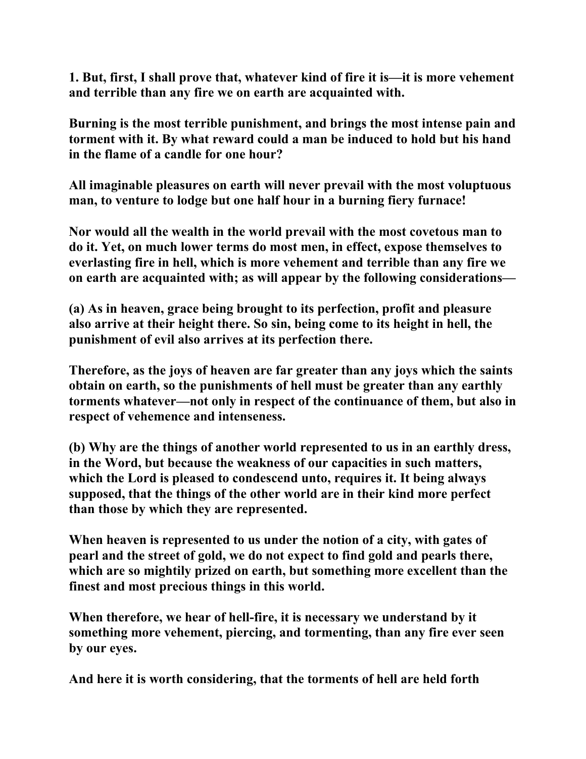**1. But, first, I shall prove that, whatever kind of fire it is—it is more vehement and terrible than any fire we on earth are acquainted with.**

**Burning is the most terrible punishment, and brings the most intense pain and torment with it. By what reward could a man be induced to hold but his hand in the flame of a candle for one hour?**

**All imaginable pleasures on earth will never prevail with the most voluptuous man, to venture to lodge but one half hour in a burning fiery furnace!**

**Nor would all the wealth in the world prevail with the most covetous man to do it. Yet, on much lower terms do most men, in effect, expose themselves to everlasting fire in hell, which is more vehement and terrible than any fire we on earth are acquainted with; as will appear by the following considerations—**

**(a) As in heaven, grace being brought to its perfection, profit and pleasure also arrive at their height there. So sin, being come to its height in hell, the punishment of evil also arrives at its perfection there.**

**Therefore, as the joys of heaven are far greater than any joys which the saints obtain on earth, so the punishments of hell must be greater than any earthly torments whatever—not only in respect of the continuance of them, but also in respect of vehemence and intenseness.**

**(b) Why are the things of another world represented to us in an earthly dress, in the Word, but because the weakness of our capacities in such matters, which the Lord is pleased to condescend unto, requires it. It being always supposed, that the things of the other world are in their kind more perfect than those by which they are represented.**

**When heaven is represented to us under the notion of a city, with gates of pearl and the street of gold, we do not expect to find gold and pearls there, which are so mightily prized on earth, but something more excellent than the finest and most precious things in this world.**

**When therefore, we hear of hell-fire, it is necessary we understand by it something more vehement, piercing, and tormenting, than any fire ever seen by our eyes.**

**And here it is worth considering, that the torments of hell are held forth**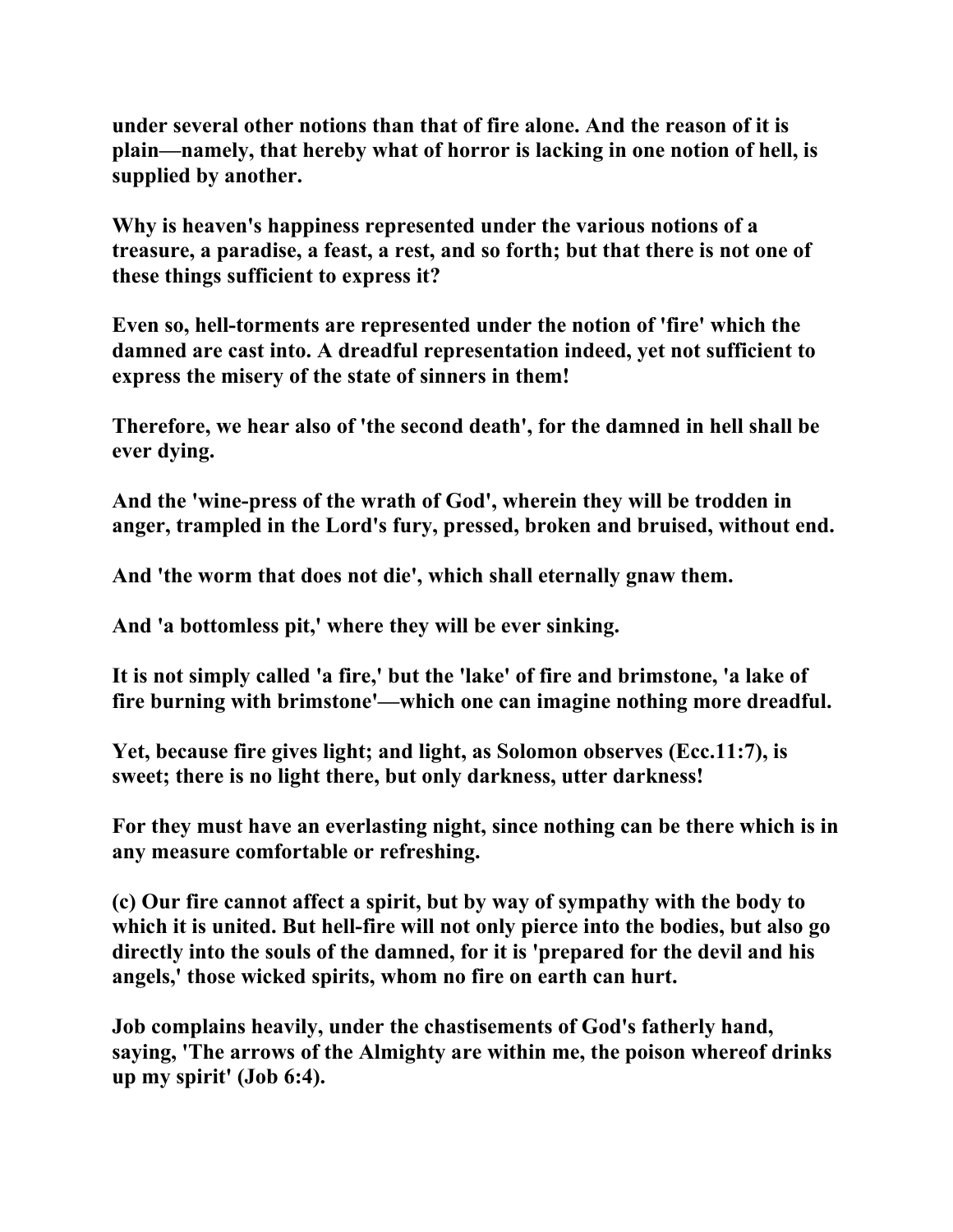**under several other notions than that of fire alone. And the reason of it is plain—namely, that hereby what of horror is lacking in one notion of hell, is supplied by another.**

**Why is heaven's happiness represented under the various notions of a treasure, a paradise, a feast, a rest, and so forth; but that there is not one of these things sufficient to express it?**

**Even so, hell-torments are represented under the notion of 'fire' which the damned are cast into. A dreadful representation indeed, yet not sufficient to express the misery of the state of sinners in them!**

**Therefore, we hear also of 'the second death', for the damned in hell shall be ever dying.**

**And the 'wine-press of the wrath of God', wherein they will be trodden in anger, trampled in the Lord's fury, pressed, broken and bruised, without end.**

**And 'the worm that does not die', which shall eternally gnaw them.**

**And 'a bottomless pit,' where they will be ever sinking.**

**It is not simply called 'a fire,' but the 'lake' of fire and brimstone, 'a lake of fire burning with brimstone'—which one can imagine nothing more dreadful.**

**Yet, because fire gives light; and light, as Solomon observes (Ecc.11:7), is sweet; there is no light there, but only darkness, utter darkness!**

**For they must have an everlasting night, since nothing can be there which is in any measure comfortable or refreshing.**

**(c) Our fire cannot affect a spirit, but by way of sympathy with the body to which it is united. But hell-fire will not only pierce into the bodies, but also go directly into the souls of the damned, for it is 'prepared for the devil and his angels,' those wicked spirits, whom no fire on earth can hurt.**

**Job complains heavily, under the chastisements of God's fatherly hand, saying, 'The arrows of the Almighty are within me, the poison whereof drinks up my spirit' (Job 6:4).**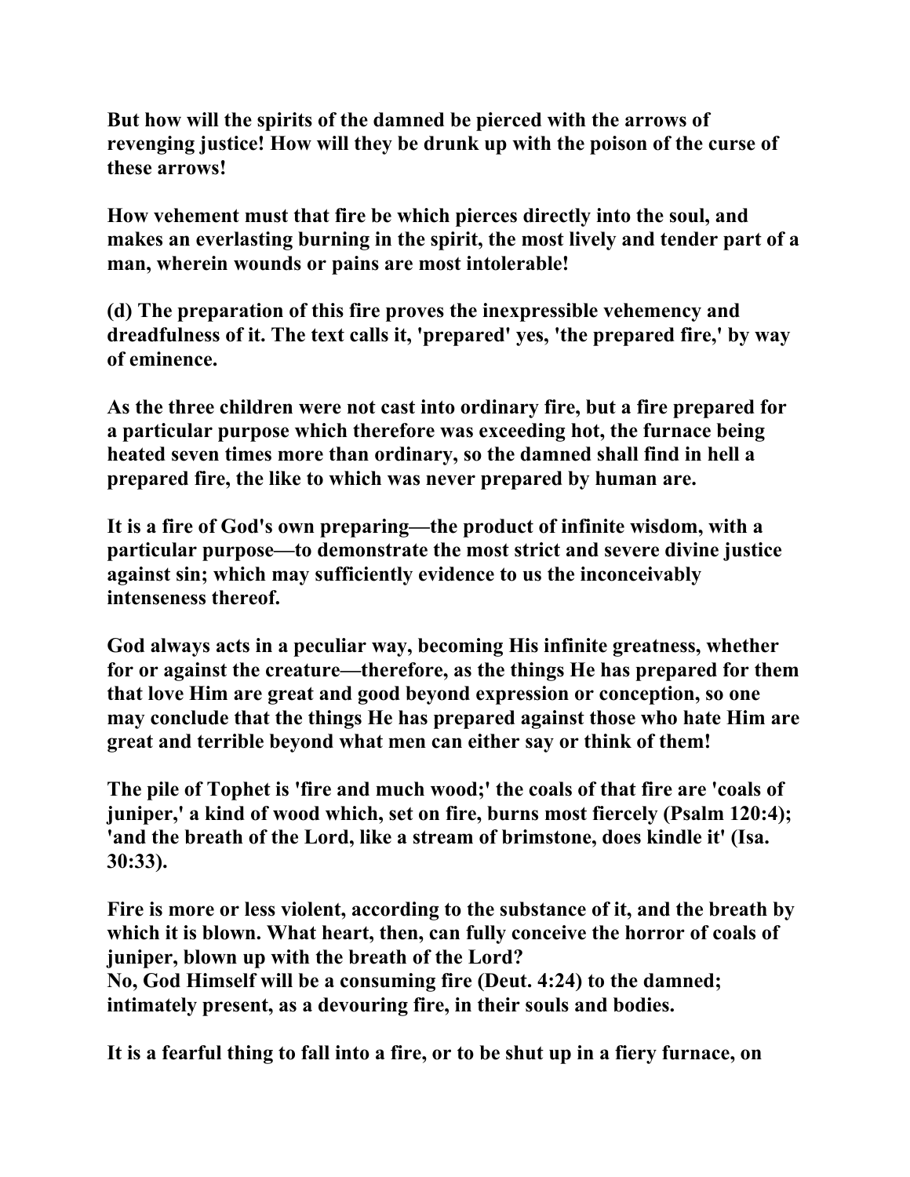**But how will the spirits of the damned be pierced with the arrows of revenging justice! How will they be drunk up with the poison of the curse of these arrows!**

**How vehement must that fire be which pierces directly into the soul, and makes an everlasting burning in the spirit, the most lively and tender part of a man, wherein wounds or pains are most intolerable!**

**(d) The preparation of this fire proves the inexpressible vehemency and dreadfulness of it. The text calls it, 'prepared' yes, 'the prepared fire,' by way of eminence.**

**As the three children were not cast into ordinary fire, but a fire prepared for a particular purpose which therefore was exceeding hot, the furnace being heated seven times more than ordinary, so the damned shall find in hell a prepared fire, the like to which was never prepared by human are.**

**It is a fire of God's own preparing—the product of infinite wisdom, with a particular purpose—to demonstrate the most strict and severe divine justice against sin; which may sufficiently evidence to us the inconceivably intenseness thereof.**

**God always acts in a peculiar way, becoming His infinite greatness, whether for or against the creature—therefore, as the things He has prepared for them that love Him are great and good beyond expression or conception, so one may conclude that the things He has prepared against those who hate Him are great and terrible beyond what men can either say or think of them!**

**The pile of Tophet is 'fire and much wood;' the coals of that fire are 'coals of juniper,' a kind of wood which, set on fire, burns most fiercely (Psalm 120:4); 'and the breath of the Lord, like a stream of brimstone, does kindle it' (Isa. 30:33).**

**Fire is more or less violent, according to the substance of it, and the breath by which it is blown. What heart, then, can fully conceive the horror of coals of juniper, blown up with the breath of the Lord?**
**No, God Himself will be a consuming fire (Deut. 4:24) to the damned; intimately present, as a devouring fire, in their souls and bodies.**

**It is a fearful thing to fall into a fire, or to be shut up in a fiery furnace, on**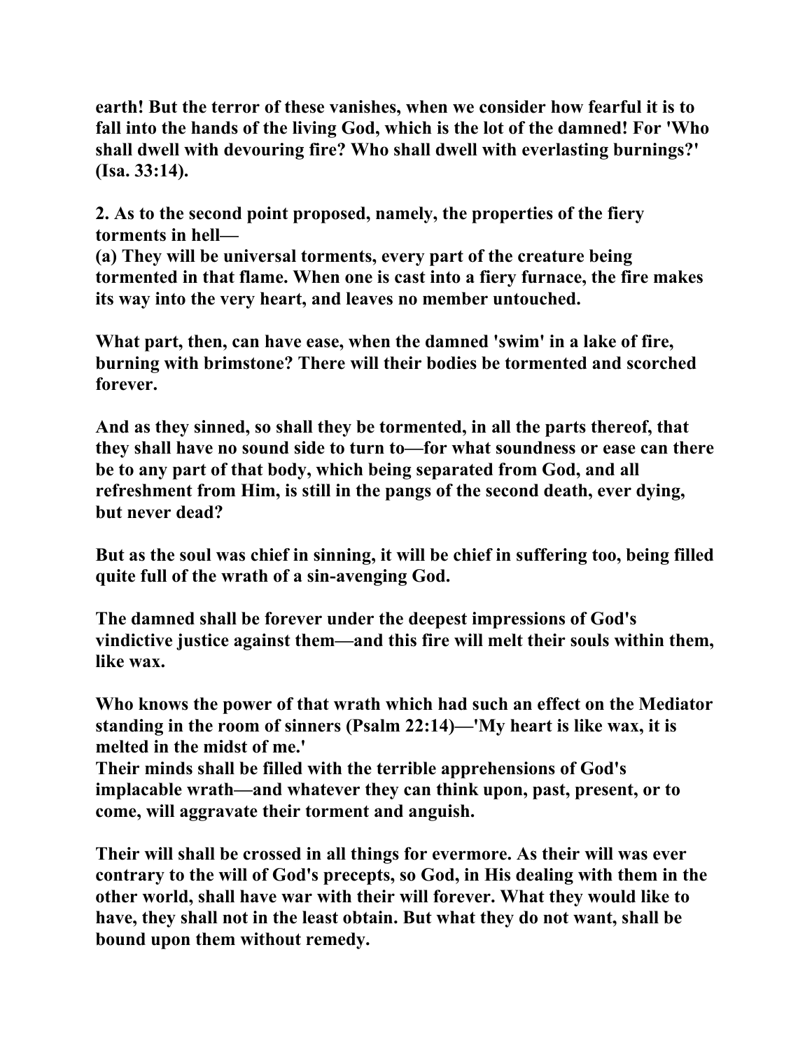**earth! But the terror of these vanishes, when we consider how fearful it is to fall into the hands of the living God, which is the lot of the damned! For 'Who shall dwell with devouring fire? Who shall dwell with everlasting burnings?' (Isa. 33:14).**

**2. As to the second point proposed, namely, the properties of the fiery torments in hell—**
**(a) They will be universal torments, every part of the creature being tormented in that flame. When one is cast into a fiery furnace, the fire makes its way into the very heart, and leaves no member untouched.**

**What part, then, can have ease, when the damned 'swim' in a lake of fire, burning with brimstone? There will their bodies be tormented and scorched forever.**

**And as they sinned, so shall they be tormented, in all the parts thereof, that they shall have no sound side to turn to—for what soundness or ease can there be to any part of that body, which being separated from God, and all refreshment from Him, is still in the pangs of the second death, ever dying, but never dead?**

**But as the soul was chief in sinning, it will be chief in suffering too, being filled quite full of the wrath of a sin-avenging God.**

**The damned shall be forever under the deepest impressions of God's vindictive justice against them—and this fire will melt their souls within them, like wax.**

**Who knows the power of that wrath which had such an effect on the Mediator standing in the room of sinners (Psalm 22:14)—'My heart is like wax, it is melted in the midst of me.'**
**Their minds shall be filled with the terrible apprehensions of God's implacable wrath—and whatever they can think upon, past, present, or to come, will aggravate their torment and anguish.**

**Their will shall be crossed in all things for evermore. As their will was ever contrary to the will of God's precepts, so God, in His dealing with them in the other world, shall have war with their will forever. What they would like to have, they shall not in the least obtain. But what they do not want, shall be bound upon them without remedy.**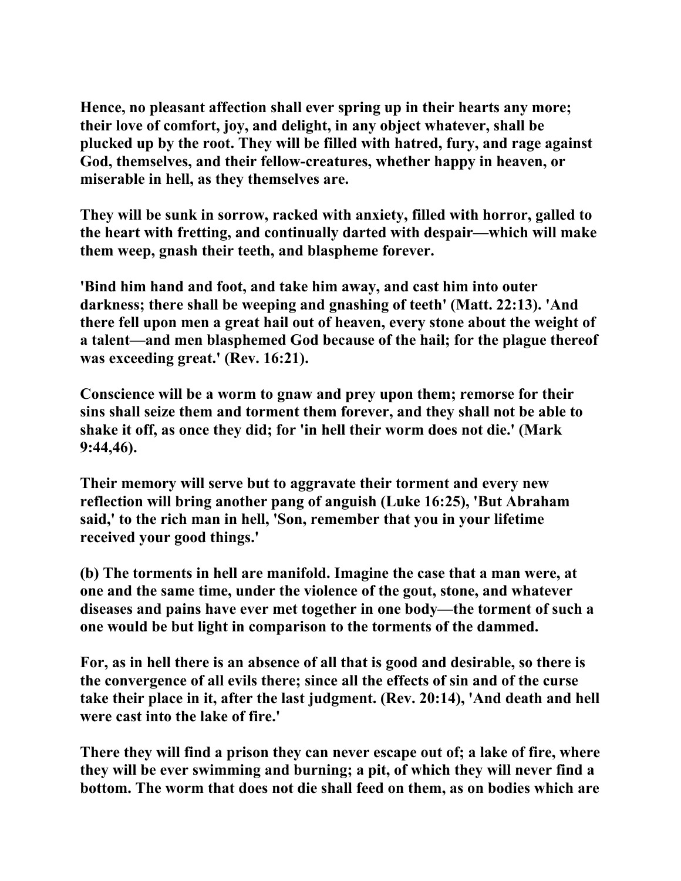**Hence, no pleasant affection shall ever spring up in their hearts any more; their love of comfort, joy, and delight, in any object whatever, shall be plucked up by the root. They will be filled with hatred, fury, and rage against God, themselves, and their fellow-creatures, whether happy in heaven, or miserable in hell, as they themselves are.**

**They will be sunk in sorrow, racked with anxiety, filled with horror, galled to the heart with fretting, and continually darted with despair—which will make them weep, gnash their teeth, and blaspheme forever.**

**'Bind him hand and foot, and take him away, and cast him into outer darkness; there shall be weeping and gnashing of teeth' (Matt. 22:13). 'And there fell upon men a great hail out of heaven, every stone about the weight of a talent—and men blasphemed God because of the hail; for the plague thereof was exceeding great.' (Rev. 16:21).**

**Conscience will be a worm to gnaw and prey upon them; remorse for their sins shall seize them and torment them forever, and they shall not be able to shake it off, as once they did; for 'in hell their worm does not die.' (Mark 9:44,46).**

**Their memory will serve but to aggravate their torment and every new reflection will bring another pang of anguish (Luke 16:25), 'But Abraham said,' to the rich man in hell, 'Son, remember that you in your lifetime received your good things.'**

**(b) The torments in hell are manifold. Imagine the case that a man were, at one and the same time, under the violence of the gout, stone, and whatever diseases and pains have ever met together in one body—the torment of such a one would be but light in comparison to the torments of the dammed.**

**For, as in hell there is an absence of all that is good and desirable, so there is the convergence of all evils there; since all the effects of sin and of the curse take their place in it, after the last judgment. (Rev. 20:14), 'And death and hell were cast into the lake of fire.'**

**There they will find a prison they can never escape out of; a lake of fire, where they will be ever swimming and burning; a pit, of which they will never find a bottom. The worm that does not die shall feed on them, as on bodies which are**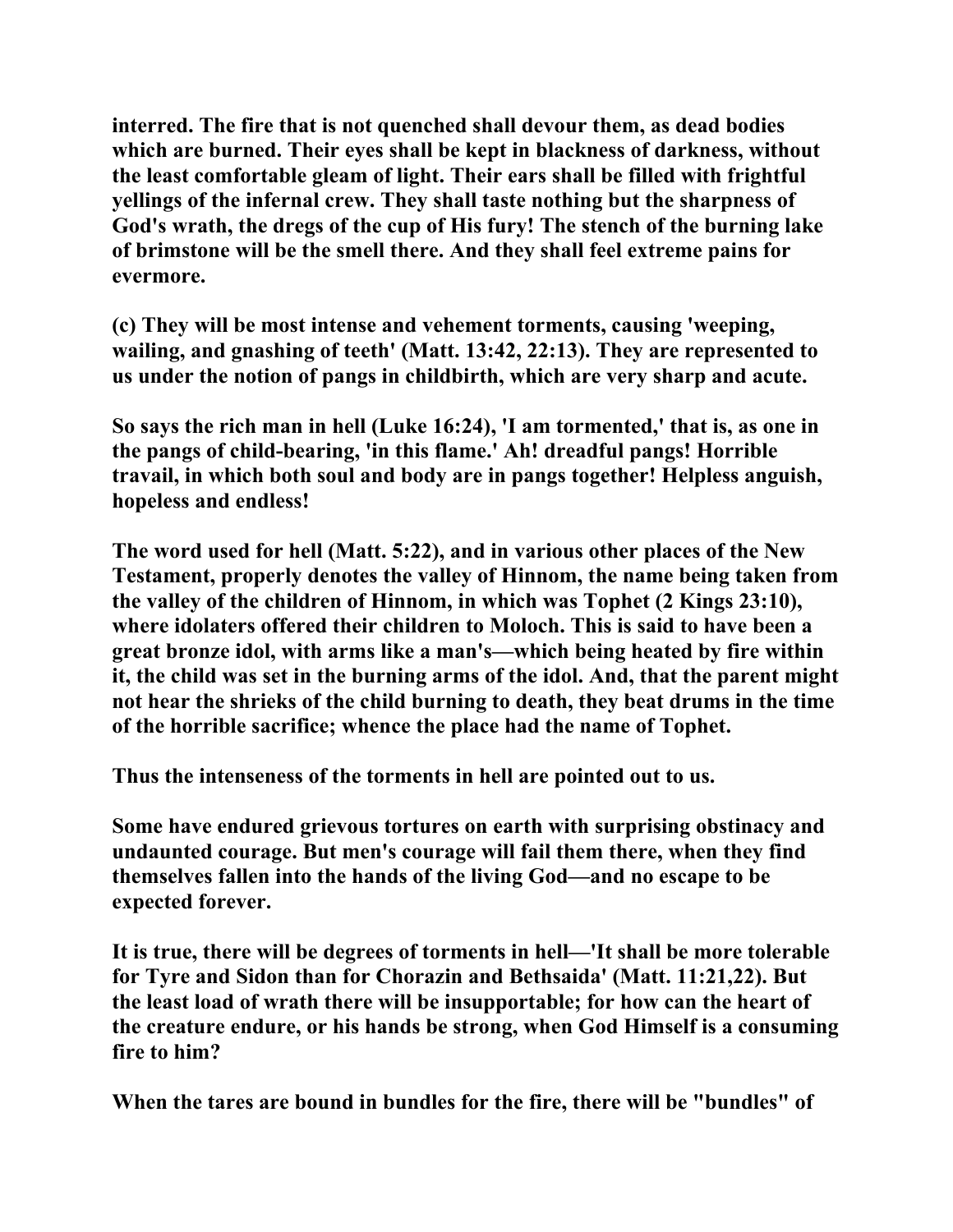**interred. The fire that is not quenched shall devour them, as dead bodies which are burned. Their eyes shall be kept in blackness of darkness, without the least comfortable gleam of light. Their ears shall be filled with frightful yellings of the infernal crew. They shall taste nothing but the sharpness of God's wrath, the dregs of the cup of His fury! The stench of the burning lake of brimstone will be the smell there. And they shall feel extreme pains for evermore.**

**(c) They will be most intense and vehement torments, causing 'weeping, wailing, and gnashing of teeth' (Matt. 13:42, 22:13). They are represented to us under the notion of pangs in childbirth, which are very sharp and acute.**

**So says the rich man in hell (Luke 16:24), 'I am tormented,' that is, as one in the pangs of child-bearing, 'in this flame.' Ah! dreadful pangs! Horrible travail, in which both soul and body are in pangs together! Helpless anguish, hopeless and endless!**

**The word used for hell (Matt. 5:22), and in various other places of the New Testament, properly denotes the valley of Hinnom, the name being taken from the valley of the children of Hinnom, in which was Tophet (2 Kings 23:10), where idolaters offered their children to Moloch. This is said to have been a great bronze idol, with arms like a man's—which being heated by fire within it, the child was set in the burning arms of the idol. And, that the parent might not hear the shrieks of the child burning to death, they beat drums in the time of the horrible sacrifice; whence the place had the name of Tophet.**

**Thus the intenseness of the torments in hell are pointed out to us.**

**Some have endured grievous tortures on earth with surprising obstinacy and undaunted courage. But men's courage will fail them there, when they find themselves fallen into the hands of the living God—and no escape to be expected forever.**

**It is true, there will be degrees of torments in hell—'It shall be more tolerable for Tyre and Sidon than for Chorazin and Bethsaida' (Matt. 11:21,22). But the least load of wrath there will be insupportable; for how can the heart of the creature endure, or his hands be strong, when God Himself is a consuming fire to him?**

**When the tares are bound in bundles for the fire, there will be "bundles" of**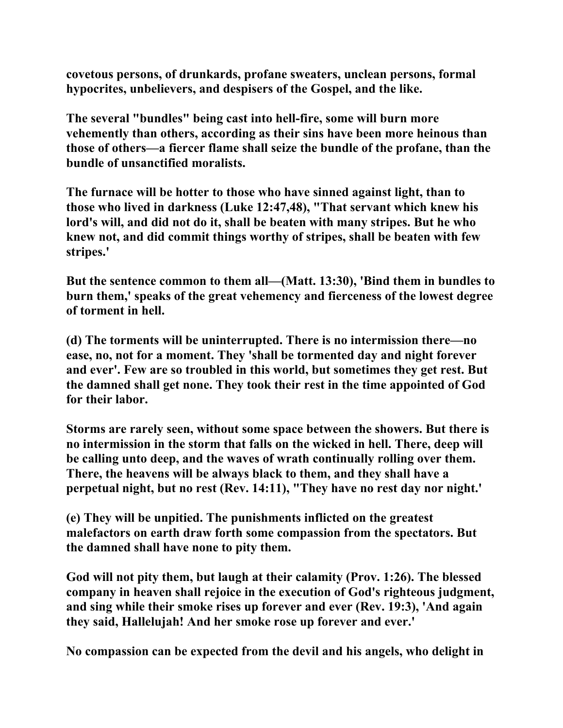**covetous persons, of drunkards, profane sweaters, unclean persons, formal hypocrites, unbelievers, and despisers of the Gospel, and the like.**

**The several "bundles" being cast into hell-fire, some will burn more vehemently than others, according as their sins have been more heinous than those of others—a fiercer flame shall seize the bundle of the profane, than the bundle of unsanctified moralists.**

**The furnace will be hotter to those who have sinned against light, than to those who lived in darkness (Luke 12:47,48), "That servant which knew his lord's will, and did not do it, shall be beaten with many stripes. But he who knew not, and did commit things worthy of stripes, shall be beaten with few stripes.'**

**But the sentence common to them all—(Matt. 13:30), 'Bind them in bundles to burn them,' speaks of the great vehemency and fierceness of the lowest degree of torment in hell.**

**(d) The torments will be uninterrupted. There is no intermission there—no ease, no, not for a moment. They 'shall be tormented day and night forever and ever'. Few are so troubled in this world, but sometimes they get rest. But the damned shall get none. They took their rest in the time appointed of God for their labor.**

**Storms are rarely seen, without some space between the showers. But there is no intermission in the storm that falls on the wicked in hell. There, deep will be calling unto deep, and the waves of wrath continually rolling over them. There, the heavens will be always black to them, and they shall have a perpetual night, but no rest (Rev. 14:11), "They have no rest day nor night.'**

**(e) They will be unpitied. The punishments inflicted on the greatest malefactors on earth draw forth some compassion from the spectators. But the damned shall have none to pity them.**

**God will not pity them, but laugh at their calamity (Prov. 1:26). The blessed company in heaven shall rejoice in the execution of God's righteous judgment, and sing while their smoke rises up forever and ever (Rev. 19:3), 'And again they said, Hallelujah! And her smoke rose up forever and ever.'**

**No compassion can be expected from the devil and his angels, who delight in**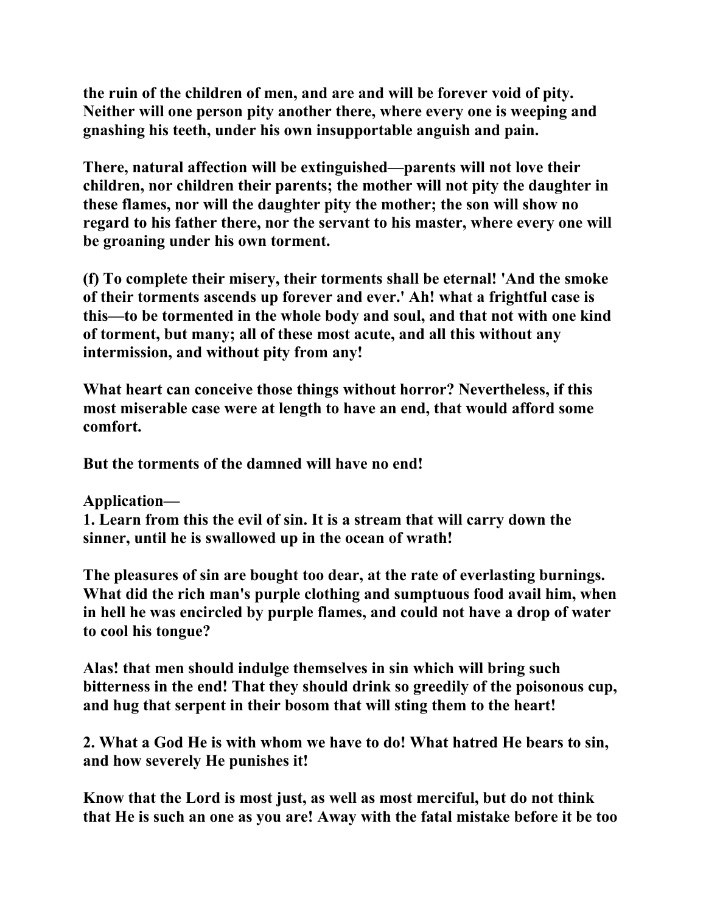**the ruin of the children of men, and are and will be forever void of pity. Neither will one person pity another there, where every one is weeping and gnashing his teeth, under his own insupportable anguish and pain.**

**There, natural affection will be extinguished—parents will not love their children, nor children their parents; the mother will not pity the daughter in these flames, nor will the daughter pity the mother; the son will show no regard to his father there, nor the servant to his master, where every one will be groaning under his own torment.**

**(f) To complete their misery, their torments shall be eternal! 'And the smoke of their torments ascends up forever and ever.' Ah! what a frightful case is this—to be tormented in the whole body and soul, and that not with one kind of torment, but many; all of these most acute, and all this without any intermission, and without pity from any!**

**What heart can conceive those things without horror? Nevertheless, if this most miserable case were at length to have an end, that would afford some comfort.**

**But the torments of the damned will have no end!**

**Application—**
**1. Learn from this the evil of sin. It is a stream that will carry down the sinner, until he is swallowed up in the ocean of wrath!**

**The pleasures of sin are bought too dear, at the rate of everlasting burnings. What did the rich man's purple clothing and sumptuous food avail him, when in hell he was encircled by purple flames, and could not have a drop of water to cool his tongue?**

**Alas! that men should indulge themselves in sin which will bring such bitterness in the end! That they should drink so greedily of the poisonous cup, and hug that serpent in their bosom that will sting them to the heart!**

**2. What a God He is with whom we have to do! What hatred He bears to sin, and how severely He punishes it!**

**Know that the Lord is most just, as well as most merciful, but do not think that He is such an one as you are! Away with the fatal mistake before it be too**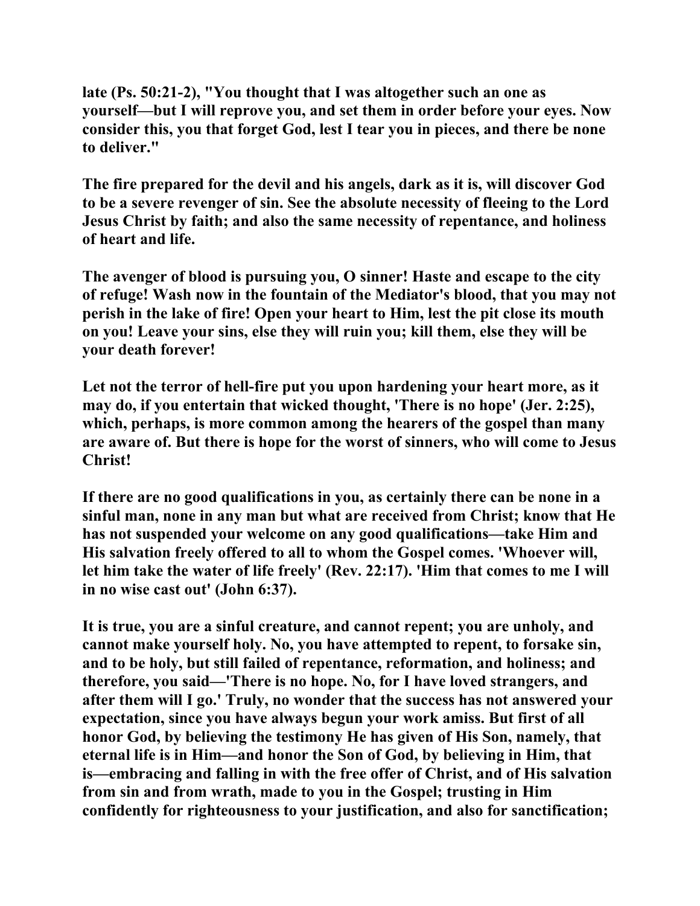**late (Ps. 50:21-2), "You thought that I was altogether such an one as yourself—but I will reprove you, and set them in order before your eyes. Now consider this, you that forget God, lest I tear you in pieces, and there be none to deliver."**

**The fire prepared for the devil and his angels, dark as it is, will discover God to be a severe revenger of sin. See the absolute necessity of fleeing to the Lord Jesus Christ by faith; and also the same necessity of repentance, and holiness of heart and life.**

**The avenger of blood is pursuing you, O sinner! Haste and escape to the city of refuge! Wash now in the fountain of the Mediator's blood, that you may not perish in the lake of fire! Open your heart to Him, lest the pit close its mouth on you! Leave your sins, else they will ruin you; kill them, else they will be your death forever!**

**Let not the terror of hell-fire put you upon hardening your heart more, as it may do, if you entertain that wicked thought, 'There is no hope' (Jer. 2:25), which, perhaps, is more common among the hearers of the gospel than many are aware of. But there is hope for the worst of sinners, who will come to Jesus Christ!**

**If there are no good qualifications in you, as certainly there can be none in a sinful man, none in any man but what are received from Christ; know that He has not suspended your welcome on any good qualifications—take Him and His salvation freely offered to all to whom the Gospel comes. 'Whoever will, let him take the water of life freely' (Rev. 22:17). 'Him that comes to me I will in no wise cast out' (John 6:37).**

**It is true, you are a sinful creature, and cannot repent; you are unholy, and cannot make yourself holy. No, you have attempted to repent, to forsake sin, and to be holy, but still failed of repentance, reformation, and holiness; and therefore, you said—'There is no hope. No, for I have loved strangers, and after them will I go.' Truly, no wonder that the success has not answered your expectation, since you have always begun your work amiss. But first of all honor God, by believing the testimony He has given of His Son, namely, that eternal life is in Him—and honor the Son of God, by believing in Him, that is—embracing and falling in with the free offer of Christ, and of His salvation from sin and from wrath, made to you in the Gospel; trusting in Him confidently for righteousness to your justification, and also for sanctification;**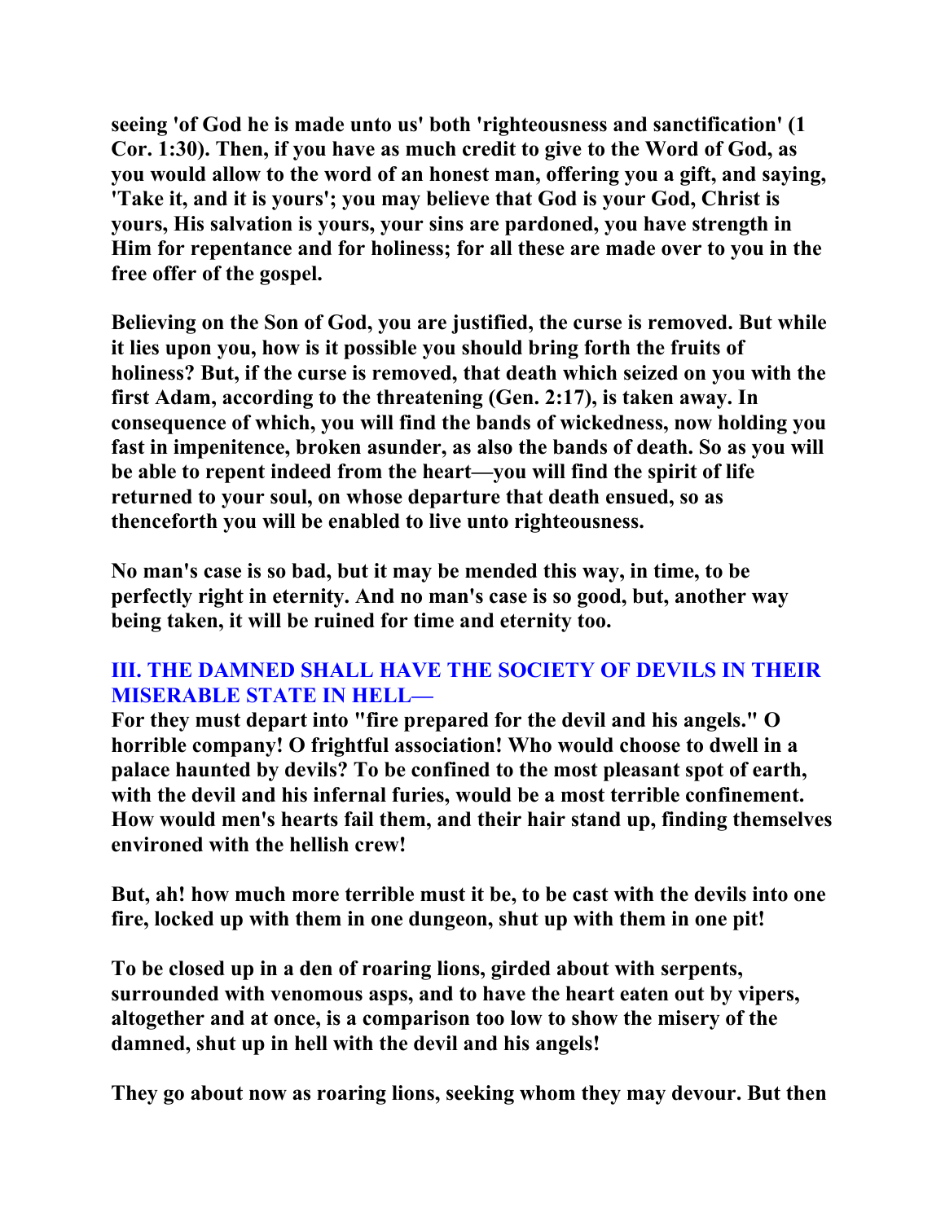**seeing 'of God he is made unto us' both 'righteousness and sanctification' (1 Cor. 1:30). Then, if you have as much credit to give to the Word of God, as you would allow to the word of an honest man, offering you a gift, and saying, 'Take it, and it is yours'; you may believe that God is your God, Christ is yours, His salvation is yours, your sins are pardoned, you have strength in Him for repentance and for holiness; for all these are made over to you in the free offer of the gospel.**

**Believing on the Son of God, you are justified, the curse is removed. But while it lies upon you, how is it possible you should bring forth the fruits of holiness? But, if the curse is removed, that death which seized on you with the first Adam, according to the threatening (Gen. 2:17), is taken away. In consequence of which, you will find the bands of wickedness, now holding you fast in impenitence, broken asunder, as also the bands of death. So as you will be able to repent indeed from the heart—you will find the spirit of life returned to your soul, on whose departure that death ensued, so as thenceforth you will be enabled to live unto righteousness.**

**No man's case is so bad, but it may be mended this way, in time, to be perfectly right in eternity. And no man's case is so good, but, another way being taken, it will be ruined for time and eternity too.**

### III. THE DAMNED SHALL HAVE THE SOCIETY OF DEVILS IN THEIR MISERABLE STATE IN HELL—

**For they must depart into "fire prepared for the devil and his angels." O horrible company! O frightful association! Who would choose to dwell in a palace haunted by devils? To be confined to the most pleasant spot of earth, with the devil and his infernal furies, would be a most terrible confinement. How would men's hearts fail them, and their hair stand up, finding themselves environed with the hellish crew!**

**But, ah! how much more terrible must it be, to be cast with the devils into one fire, locked up with them in one dungeon, shut up with them in one pit!**

**To be closed up in a den of roaring lions, girded about with serpents, surrounded with venomous asps, and to have the heart eaten out by vipers, altogether and at once, is a comparison too low to show the misery of the damned, shut up in hell with the devil and his angels!**

**They go about now as roaring lions, seeking whom they may devour. But then**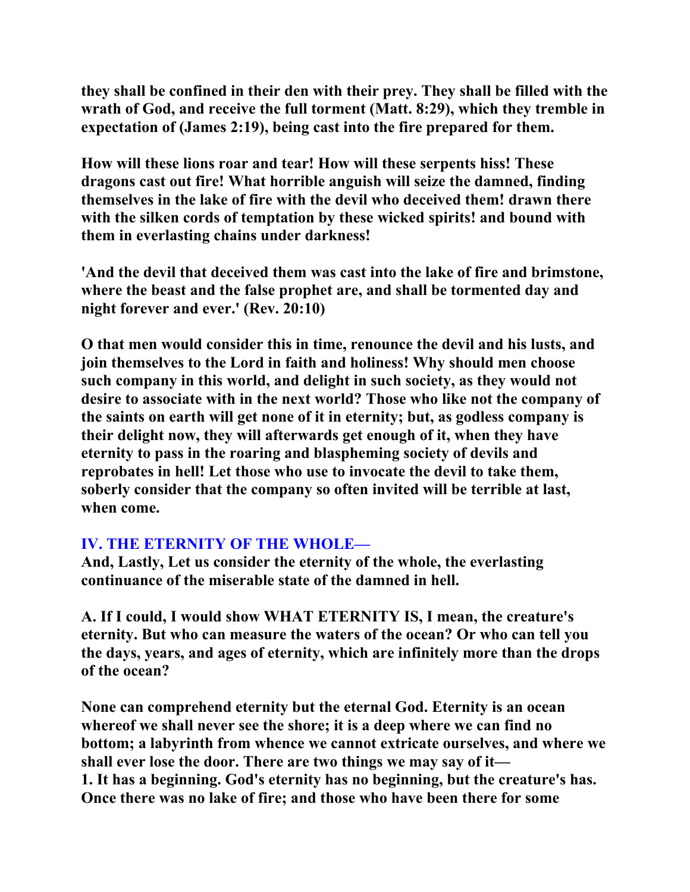**they shall be confined in their den with their prey. They shall be filled with the wrath of God, and receive the full torment (Matt. 8:29), which they tremble in expectation of (James 2:19), being cast into the fire prepared for them.**

**How will these lions roar and tear! How will these serpents hiss! These dragons cast out fire! What horrible anguish will seize the damned, finding themselves in the lake of fire with the devil who deceived them! drawn there with the silken cords of temptation by these wicked spirits! and bound with them in everlasting chains under darkness!**

**'And the devil that deceived them was cast into the lake of fire and brimstone, where the beast and the false prophet are, and shall be tormented day and night forever and ever.' (Rev. 20:10)**

**O that men would consider this in time, renounce the devil and his lusts, and join themselves to the Lord in faith and holiness! Why should men choose such company in this world, and delight in such society, as they would not desire to associate with in the next world? Those who like not the company of the saints on earth will get none of it in eternity; but, as godless company is their delight now, they will afterwards get enough of it, when they have eternity to pass in the roaring and blaspheming society of devils and reprobates in hell! Let those who use to invocate the devil to take them, soberly consider that the company so often invited will be terrible at last, when come.**

## IV. THE ETERNITY OF THE WHOLE—

**And, Lastly, Let us consider the eternity of the whole, the everlasting continuance of the miserable state of the damned in hell.**

**A. If I could, I would show WHAT ETERNITY IS, I mean, the creature's eternity. But who can measure the waters of the ocean? Or who can tell you the days, years, and ages of eternity, which are infinitely more than the drops of the ocean?**

**None can comprehend eternity but the eternal God. Eternity is an ocean whereof we shall never see the shore; it is a deep where we can find no bottom; a labyrinth from whence we cannot extricate ourselves, and where we shall ever lose the door. There are two things we may say of it—**

**1. It has a beginning. God's eternity has no beginning, but the creature's has. Once there was no lake of fire; and those who have been there for some**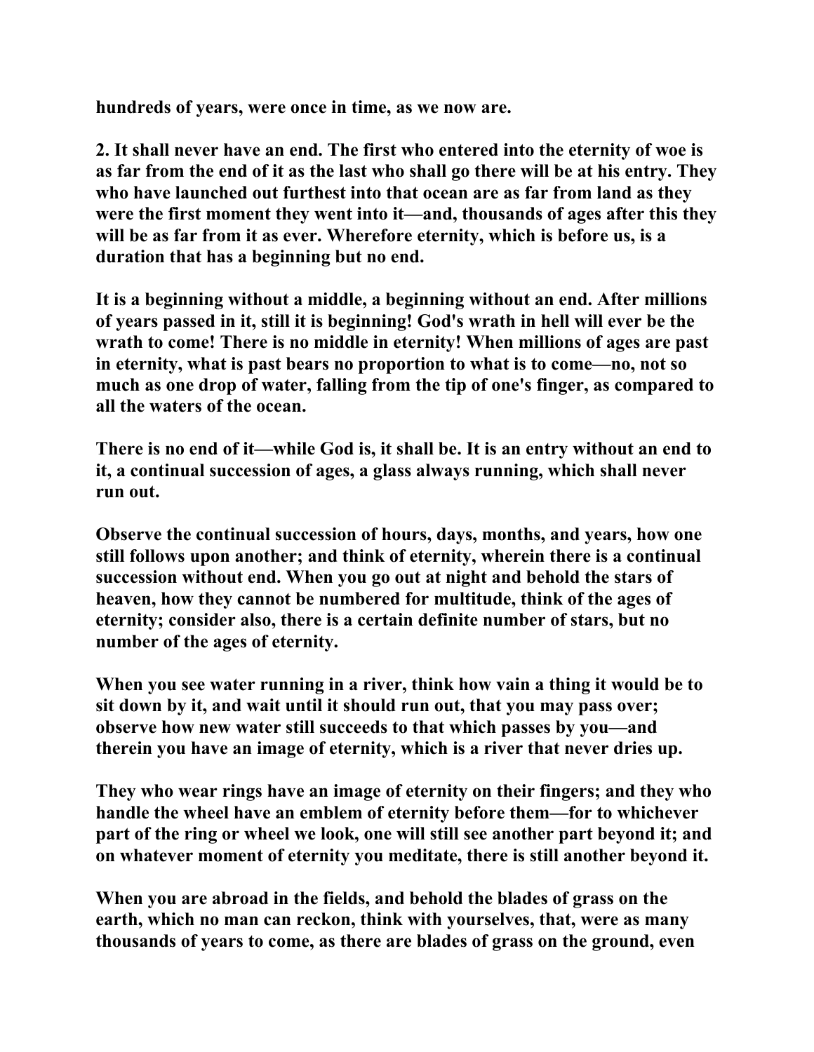hundreds of years, were once in time, as we now are.

2. It shall never have an end. The first who entered into the eternity of woe is as far from the end of it as the last who shall go there will be at his entry. They who have launched out furthest into that ocean are as far from land as they were the first moment they went into it—and, thousands of ages after this they will be as far from it as ever. Wherefore eternity, which is before us, is a duration that has a beginning but no end.

It is a beginning without a middle, a beginning without an end. After millions of years passed in it, still it is beginning! God's wrath in hell will ever be the wrath to come! There is no middle in eternity! When millions of ages are past in eternity, what is past bears no proportion to what is to come—no, not so much as one drop of water, falling from the tip of one's finger, as compared to all the waters of the ocean.

There is no end of it—while God is, it shall be. It is an entry without an end to it, a continual succession of ages, a glass always running, which shall never run out.

Observe the continual succession of hours, days, months, and years, how one still follows upon another; and think of eternity, wherein there is a continual succession without end. When you go out at night and behold the stars of heaven, how they cannot be numbered for multitude, think of the ages of eternity; consider also, there is a certain definite number of stars, but no number of the ages of eternity.

When you see water running in a river, think how vain a thing it would be to sit down by it, and wait until it should run out, that you may pass over; observe how new water still succeeds to that which passes by you—and therein you have an image of eternity, which is a river that never dries up.

They who wear rings have an image of eternity on their fingers; and they who handle the wheel have an emblem of eternity before them—for to whichever part of the ring or wheel we look, one will still see another part beyond it; and on whatever moment of eternity you meditate, there is still another beyond it.

When you are abroad in the fields, and behold the blades of grass on the earth, which no man can reckon, think with yourselves, that, were as many thousands of years to come, as there are blades of grass on the ground, even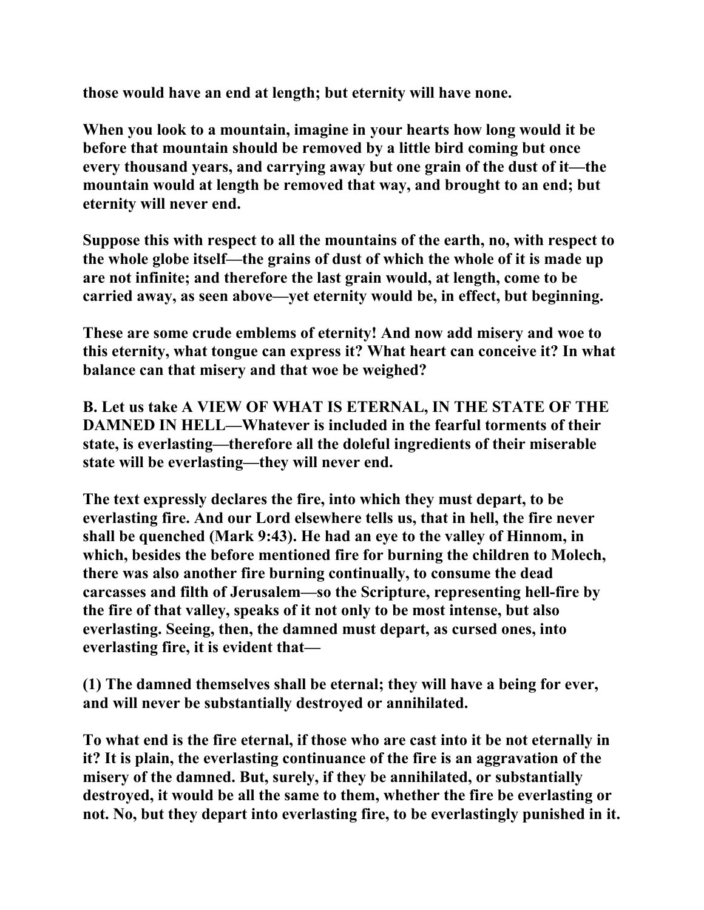**those would have an end at length; but eternity will have none.**

**When you look to a mountain, imagine in your hearts how long would it be before that mountain should be removed by a little bird coming but once every thousand years, and carrying away but one grain of the dust of it—the mountain would at length be removed that way, and brought to an end; but eternity will never end.**

**Suppose this with respect to all the mountains of the earth, no, with respect to the whole globe itself—the grains of dust of which the whole of it is made up are not infinite; and therefore the last grain would, at length, come to be carried away, as seen above—yet eternity would be, in effect, but beginning.**

**These are some crude emblems of eternity! And now add misery and woe to this eternity, what tongue can express it? What heart can conceive it? In what balance can that misery and that woe be weighed?**

**B. Let us take A VIEW OF WHAT IS ETERNAL, IN THE STATE OF THE DAMNED IN HELL—Whatever is included in the fearful torments of their state, is everlasting—therefore all the doleful ingredients of their miserable state will be everlasting—they will never end.**

**The text expressly declares the fire, into which they must depart, to be everlasting fire. And our Lord elsewhere tells us, that in hell, the fire never shall be quenched (Mark 9:43). He had an eye to the valley of Hinnom, in which, besides the before mentioned fire for burning the children to Molech, there was also another fire burning continually, to consume the dead carcasses and filth of Jerusalem—so the Scripture, representing hell-fire by the fire of that valley, speaks of it not only to be most intense, but also everlasting. Seeing, then, the damned must depart, as cursed ones, into everlasting fire, it is evident that—**

**(1) The damned themselves shall be eternal; they will have a being for ever, and will never be substantially destroyed or annihilated.**

**To what end is the fire eternal, if those who are cast into it be not eternally in it? It is plain, the everlasting continuance of the fire is an aggravation of the misery of the damned. But, surely, if they be annihilated, or substantially destroyed, it would be all the same to them, whether the fire be everlasting or not. No, but they depart into everlasting fire, to be everlastingly punished in it.**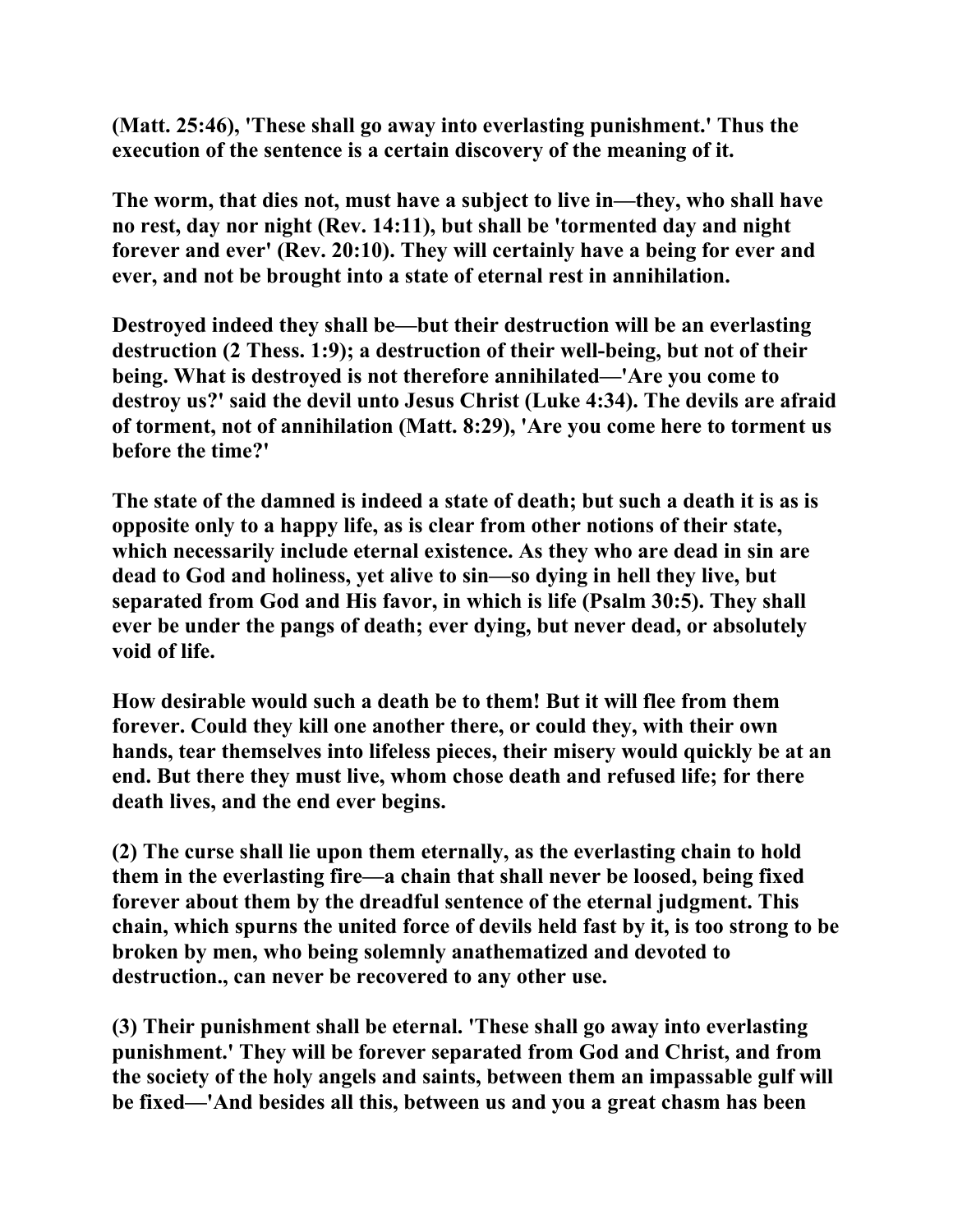**(Matt. 25:46), 'These shall go away into everlasting punishment.' Thus the execution of the sentence is a certain discovery of the meaning of it.**

**The worm, that dies not, must have a subject to live in—they, who shall have no rest, day nor night (Rev. 14:11), but shall be 'tormented day and night forever and ever' (Rev. 20:10). They will certainly have a being for ever and ever, and not be brought into a state of eternal rest in annihilation.**

**Destroyed indeed they shall be—but their destruction will be an everlasting destruction (2 Thess. 1:9); a destruction of their well-being, but not of their being. What is destroyed is not therefore annihilated—'Are you come to destroy us?' said the devil unto Jesus Christ (Luke 4:34). The devils are afraid of torment, not of annihilation (Matt. 8:29), 'Are you come here to torment us before the time?'**

**The state of the damned is indeed a state of death; but such a death it is as is opposite only to a happy life, as is clear from other notions of their state, which necessarily include eternal existence. As they who are dead in sin are dead to God and holiness, yet alive to sin—so dying in hell they live, but separated from God and His favor, in which is life (Psalm 30:5). They shall ever be under the pangs of death; ever dying, but never dead, or absolutely void of life.**

**How desirable would such a death be to them! But it will flee from them forever. Could they kill one another there, or could they, with their own hands, tear themselves into lifeless pieces, their misery would quickly be at an end. But there they must live, whom chose death and refused life; for there death lives, and the end ever begins.**

**(2) The curse shall lie upon them eternally, as the everlasting chain to hold them in the everlasting fire—a chain that shall never be loosed, being fixed forever about them by the dreadful sentence of the eternal judgment. This chain, which spurns the united force of devils held fast by it, is too strong to be broken by men, who being solemnly anathematized and devoted to destruction., can never be recovered to any other use.**

**(3) Their punishment shall be eternal. 'These shall go away into everlasting punishment.' They will be forever separated from God and Christ, and from the society of the holy angels and saints, between them an impassable gulf will be fixed—'And besides all this, between us and you a great chasm has been**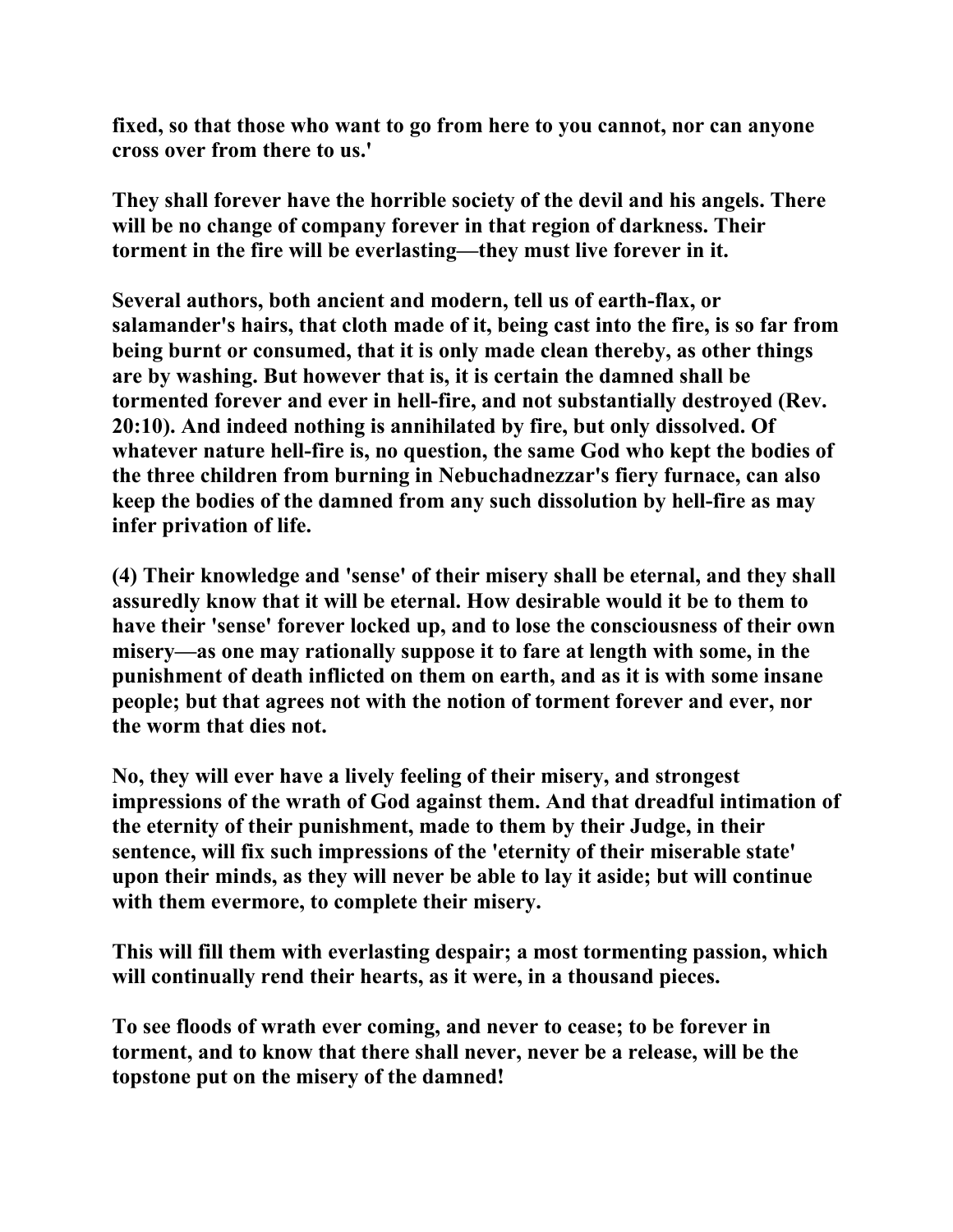**fixed, so that those who want to go from here to you cannot, nor can anyone cross over from there to us.'**

**They shall forever have the horrible society of the devil and his angels. There will be no change of company forever in that region of darkness. Their torment in the fire will be everlasting—they must live forever in it.**

**Several authors, both ancient and modern, tell us of earth-flax, or salamander's hairs, that cloth made of it, being cast into the fire, is so far from being burnt or consumed, that it is only made clean thereby, as other things are by washing. But however that is, it is certain the damned shall be tormented forever and ever in hell-fire, and not substantially destroyed (Rev. 20:10). And indeed nothing is annihilated by fire, but only dissolved. Of whatever nature hell-fire is, no question, the same God who kept the bodies of the three children from burning in Nebuchadnezzar's fiery furnace, can also keep the bodies of the damned from any such dissolution by hell-fire as may infer privation of life.**

**(4) Their knowledge and 'sense' of their misery shall be eternal, and they shall assuredly know that it will be eternal. How desirable would it be to them to have their 'sense' forever locked up, and to lose the consciousness of their own misery—as one may rationally suppose it to fare at length with some, in the punishment of death inflicted on them on earth, and as it is with some insane people; but that agrees not with the notion of torment forever and ever, nor the worm that dies not.**

**No, they will ever have a lively feeling of their misery, and strongest impressions of the wrath of God against them. And that dreadful intimation of the eternity of their punishment, made to them by their Judge, in their sentence, will fix such impressions of the 'eternity of their miserable state' upon their minds, as they will never be able to lay it aside; but will continue with them evermore, to complete their misery.**

**This will fill them with everlasting despair; a most tormenting passion, which will continually rend their hearts, as it were, in a thousand pieces.**

**To see floods of wrath ever coming, and never to cease; to be forever in torment, and to know that there shall never, never be a release, will be the topstone put on the misery of the damned!**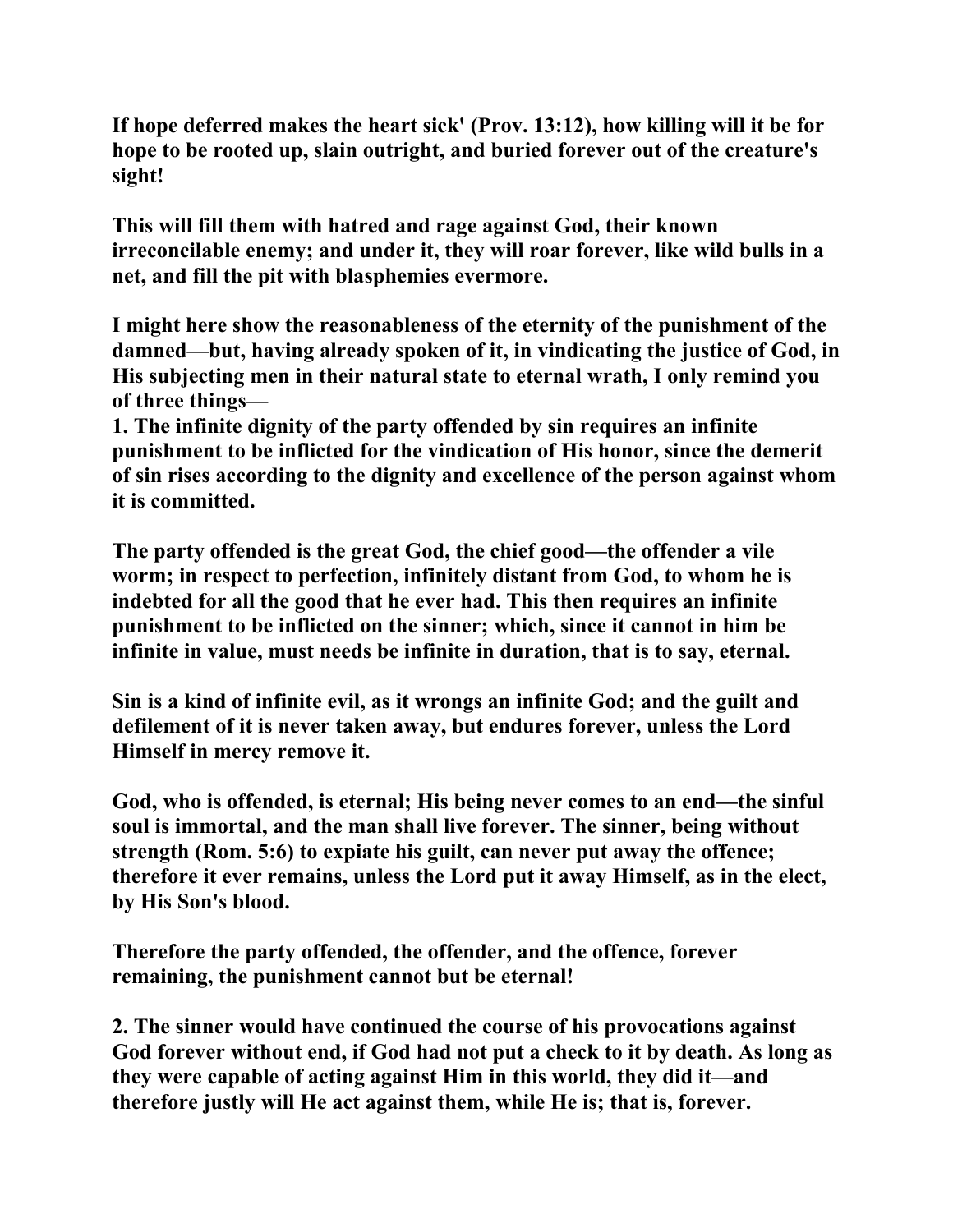**If hope deferred makes the heart sick' (Prov. 13:12), how killing will it be for hope to be rooted up, slain outright, and buried forever out of the creature's sight!**

**This will fill them with hatred and rage against God, their known irreconcilable enemy; and under it, they will roar forever, like wild bulls in a net, and fill the pit with blasphemies evermore.**

**I might here show the reasonableness of the eternity of the punishment of the damned—but, having already spoken of it, in vindicating the justice of God, in His subjecting men in their natural state to eternal wrath, I only remind you of three things—**
**1. The infinite dignity of the party offended by sin requires an infinite punishment to be inflicted for the vindication of His honor, since the demerit of sin rises according to the dignity and excellence of the person against whom it is committed.**

**The party offended is the great God, the chief good—the offender a vile worm; in respect to perfection, infinitely distant from God, to whom he is indebted for all the good that he ever had. This then requires an infinite punishment to be inflicted on the sinner; which, since it cannot in him be infinite in value, must needs be infinite in duration, that is to say, eternal.**

**Sin is a kind of infinite evil, as it wrongs an infinite God; and the guilt and defilement of it is never taken away, but endures forever, unless the Lord Himself in mercy remove it.**

**God, who is offended, is eternal; His being never comes to an end—the sinful soul is immortal, and the man shall live forever. The sinner, being without strength (Rom. 5:6) to expiate his guilt, can never put away the offence; therefore it ever remains, unless the Lord put it away Himself, as in the elect, by His Son's blood.**

**Therefore the party offended, the offender, and the offence, forever remaining, the punishment cannot but be eternal!**

**2. The sinner would have continued the course of his provocations against God forever without end, if God had not put a check to it by death. As long as they were capable of acting against Him in this world, they did it—and therefore justly will He act against them, while He is; that is, forever.**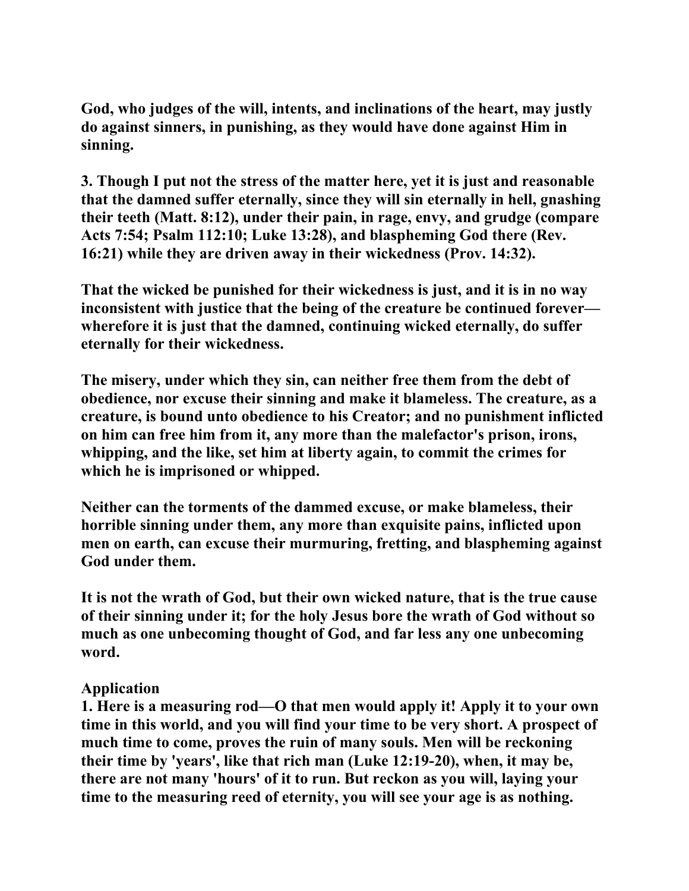God, who judges of the will, intents, and inclinations of the heart, may justly do against sinners, in punishing, as they would have done against Him in sinning.

3. Though I put not the stress of the matter here, yet it is just and reasonable that the damned suffer eternally, since they will sin eternally in hell, gnashing their teeth (Matt. 8:12), under their pain, in rage, envy, and grudge (compare Acts 7:54; Psalm 112:10; Luke 13:28), and blaspheming God there (Rev. 16:21) while they are driven away in their wickedness (Prov. 14:32).

That the wicked be punished for their wickedness is just, and it is in no way inconsistent with justice that the being of the creature be continued forever—wherefore it is just that the damned, continuing wicked eternally, do suffer eternally for their wickedness.

The misery, under which they sin, can neither free them from the debt of obedience, nor excuse their sinning and make it blameless. The creature, as a creature, is bound unto obedience to his Creator; and no punishment inflicted on him can free him from it, any more than the malefactor's prison, irons, whipping, and the like, set him at liberty again, to commit the crimes for which he is imprisoned or whipped.

Neither can the torments of the dammed excuse, or make blameless, their horrible sinning under them, any more than exquisite pains, inflicted upon men on earth, can excuse their murmuring, fretting, and blaspheming against God under them.

It is not the wrath of God, but their own wicked nature, that is the true cause of their sinning under it; for the holy Jesus bore the wrath of God without so much as one unbecoming thought of God, and far less any one unbecoming word.

**Application**

1. Here is a measuring rod—O that men would apply it! Apply it to your own time in this world, and you will find your time to be very short. A prospect of much time to come, proves the ruin of many souls. Men will be reckoning their time by 'years', like that rich man (Luke 12:19-20), when, it may be, there are not many 'hours' of it to run. But reckon as you will, laying your time to the measuring reed of eternity, you will see your age is as nothing.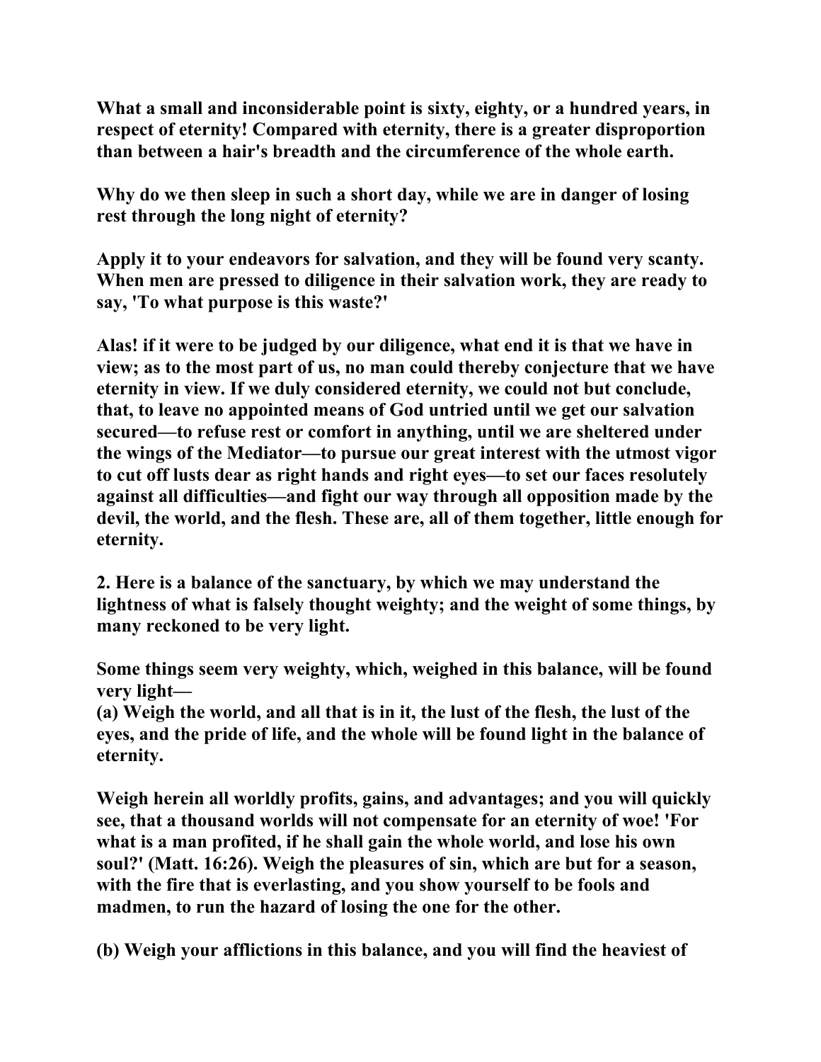What a small and inconsiderable point is sixty, eighty, or a hundred years, in respect of eternity! Compared with eternity, there is a greater disproportion than between a hair's breadth and the circumference of the whole earth.

Why do we then sleep in such a short day, while we are in danger of losing rest through the long night of eternity?

Apply it to your endeavors for salvation, and they will be found very scanty. When men are pressed to diligence in their salvation work, they are ready to say, 'To what purpose is this waste?'

Alas! if it were to be judged by our diligence, what end it is that we have in view; as to the most part of us, no man could thereby conjecture that we have eternity in view. If we duly considered eternity, we could not but conclude, that, to leave no appointed means of God untried until we get our salvation secured—to refuse rest or comfort in anything, until we are sheltered under the wings of the Mediator—to pursue our great interest with the utmost vigor to cut off lusts dear as right hands and right eyes—to set our faces resolutely against all difficulties—and fight our way through all opposition made by the devil, the world, and the flesh. These are, all of them together, little enough for eternity.

2. Here is a balance of the sanctuary, by which we may understand the lightness of what is falsely thought weighty; and the weight of some things, by many reckoned to be very light.

Some things seem very weighty, which, weighed in this balance, will be found very light—
(a) Weigh the world, and all that is in it, the lust of the flesh, the lust of the eyes, and the pride of life, and the whole will be found light in the balance of eternity.

Weigh herein all worldly profits, gains, and advantages; and you will quickly see, that a thousand worlds will not compensate for an eternity of woe! 'For what is a man profited, if he shall gain the whole world, and lose his own soul?' (Matt. 16:26). Weigh the pleasures of sin, which are but for a season, with the fire that is everlasting, and you show yourself to be fools and madmen, to run the hazard of losing the one for the other.

(b) Weigh your afflictions in this balance, and you will find the heaviest of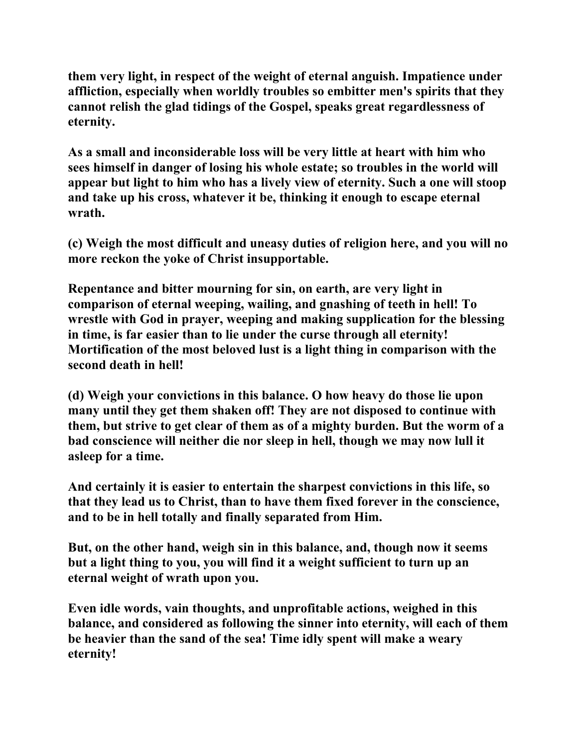them very light, in respect of the weight of eternal anguish. Impatience under affliction, especially when worldly troubles so embitter men's spirits that they cannot relish the glad tidings of the Gospel, speaks great regardlessness of eternity.

As a small and inconsiderable loss will be very little at heart with him who sees himself in danger of losing his whole estate; so troubles in the world will appear but light to him who has a lively view of eternity. Such a one will stoop and take up his cross, whatever it be, thinking it enough to escape eternal wrath.

(c) Weigh the most difficult and uneasy duties of religion here, and you will no more reckon the yoke of Christ insupportable.

Repentance and bitter mourning for sin, on earth, are very light in comparison of eternal weeping, wailing, and gnashing of teeth in hell! To wrestle with God in prayer, weeping and making supplication for the blessing in time, is far easier than to lie under the curse through all eternity! Mortification of the most beloved lust is a light thing in comparison with the second death in hell!

(d) Weigh your convictions in this balance. O how heavy do those lie upon many until they get them shaken off! They are not disposed to continue with them, but strive to get clear of them as of a mighty burden. But the worm of a bad conscience will neither die nor sleep in hell, though we may now lull it asleep for a time.

And certainly it is easier to entertain the sharpest convictions in this life, so that they lead us to Christ, than to have them fixed forever in the conscience, and to be in hell totally and finally separated from Him.

But, on the other hand, weigh sin in this balance, and, though now it seems but a light thing to you, you will find it a weight sufficient to turn up an eternal weight of wrath upon you.

Even idle words, vain thoughts, and unprofitable actions, weighed in this balance, and considered as following the sinner into eternity, will each of them be heavier than the sand of the sea! Time idly spent will make a weary eternity!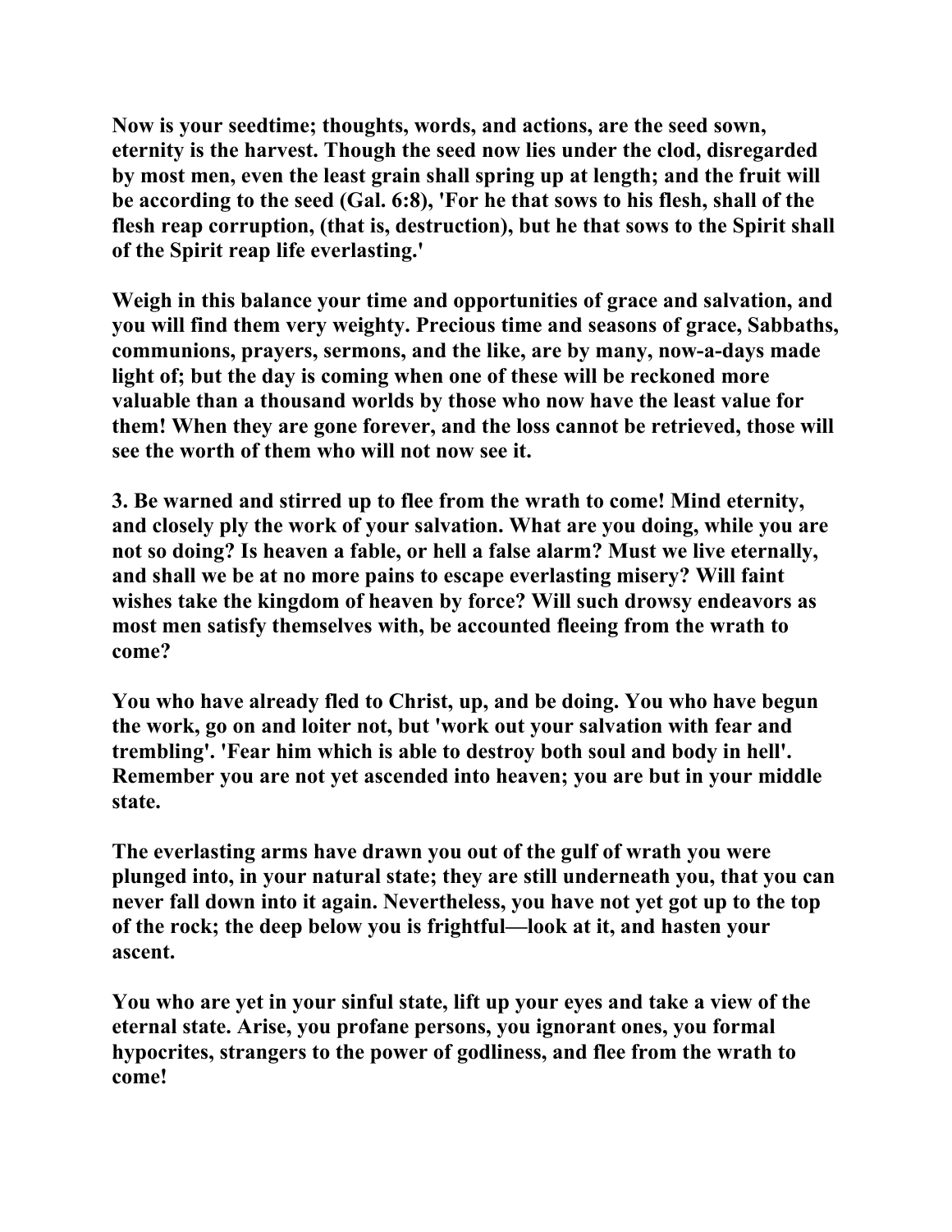Now is your seedtime; thoughts, words, and actions, are the seed sown, eternity is the harvest. Though the seed now lies under the clod, disregarded by most men, even the least grain shall spring up at length; and the fruit will be according to the seed (Gal. 6:8), 'For he that sows to his flesh, shall of the flesh reap corruption, (that is, destruction), but he that sows to the Spirit shall of the Spirit reap life everlasting.'

Weigh in this balance your time and opportunities of grace and salvation, and you will find them very weighty. Precious time and seasons of grace, Sabbaths, communions, prayers, sermons, and the like, are by many, now-a-days made light of; but the day is coming when one of these will be reckoned more valuable than a thousand worlds by those who now have the least value for them! When they are gone forever, and the loss cannot be retrieved, those will see the worth of them who will not now see it.

3. Be warned and stirred up to flee from the wrath to come! Mind eternity, and closely ply the work of your salvation. What are you doing, while you are not so doing? Is heaven a fable, or hell a false alarm? Must we live eternally, and shall we be at no more pains to escape everlasting misery? Will faint wishes take the kingdom of heaven by force? Will such drowsy endeavors as most men satisfy themselves with, be accounted fleeing from the wrath to come?

You who have already fled to Christ, up, and be doing. You who have begun the work, go on and loiter not, but 'work out your salvation with fear and trembling'. 'Fear him which is able to destroy both soul and body in hell'. Remember you are not yet ascended into heaven; you are but in your middle state.

The everlasting arms have drawn you out of the gulf of wrath you were plunged into, in your natural state; they are still underneath you, that you can never fall down into it again. Nevertheless, you have not yet got up to the top of the rock; the deep below you is frightful—look at it, and hasten your ascent.

You who are yet in your sinful state, lift up your eyes and take a view of the eternal state. Arise, you profane persons, you ignorant ones, you formal hypocrites, strangers to the power of godliness, and flee from the wrath to come!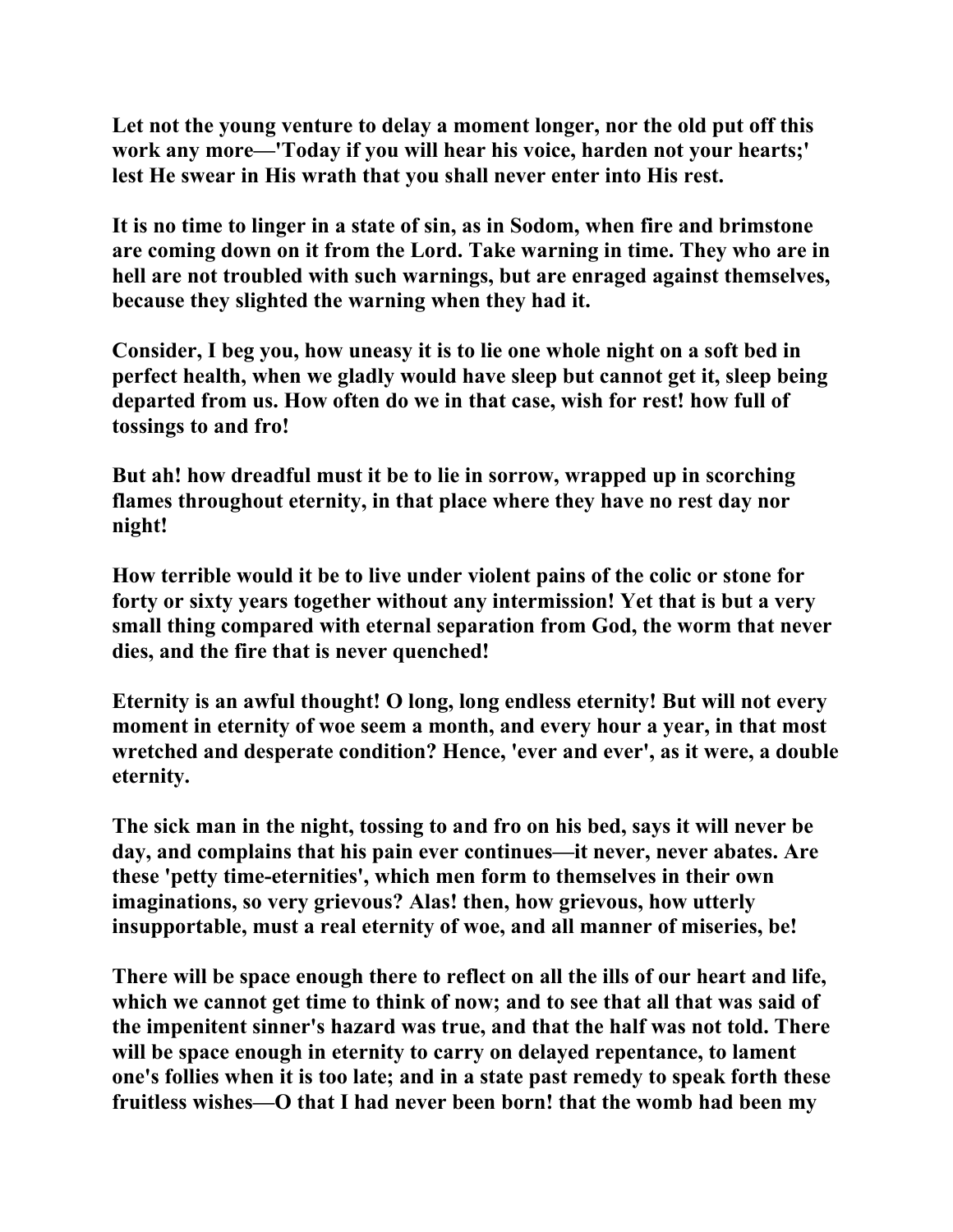**Let not the young venture to delay a moment longer, nor the old put off this work any more—'Today if you will hear his voice, harden not your hearts;' lest He swear in His wrath that you shall never enter into His rest.**

**It is no time to linger in a state of sin, as in Sodom, when fire and brimstone are coming down on it from the Lord. Take warning in time. They who are in hell are not troubled with such warnings, but are enraged against themselves, because they slighted the warning when they had it.**

**Consider, I beg you, how uneasy it is to lie one whole night on a soft bed in perfect health, when we gladly would have sleep but cannot get it, sleep being departed from us. How often do we in that case, wish for rest! how full of tossings to and fro!**

**But ah! how dreadful must it be to lie in sorrow, wrapped up in scorching flames throughout eternity, in that place where they have no rest day nor night!**

**How terrible would it be to live under violent pains of the colic or stone for forty or sixty years together without any intermission! Yet that is but a very small thing compared with eternal separation from God, the worm that never dies, and the fire that is never quenched!**

**Eternity is an awful thought! O long, long endless eternity! But will not every moment in eternity of woe seem a month, and every hour a year, in that most wretched and desperate condition? Hence, 'ever and ever', as it were, a double eternity.**

**The sick man in the night, tossing to and fro on his bed, says it will never be day, and complains that his pain ever continues—it never, never abates. Are these 'petty time-eternities', which men form to themselves in their own imaginations, so very grievous? Alas! then, how grievous, how utterly insupportable, must a real eternity of woe, and all manner of miseries, be!**

**There will be space enough there to reflect on all the ills of our heart and life, which we cannot get time to think of now; and to see that all that was said of the impenitent sinner's hazard was true, and that the half was not told. There will be space enough in eternity to carry on delayed repentance, to lament one's follies when it is too late; and in a state past remedy to speak forth these fruitless wishes—O that I had never been born! that the womb had been my**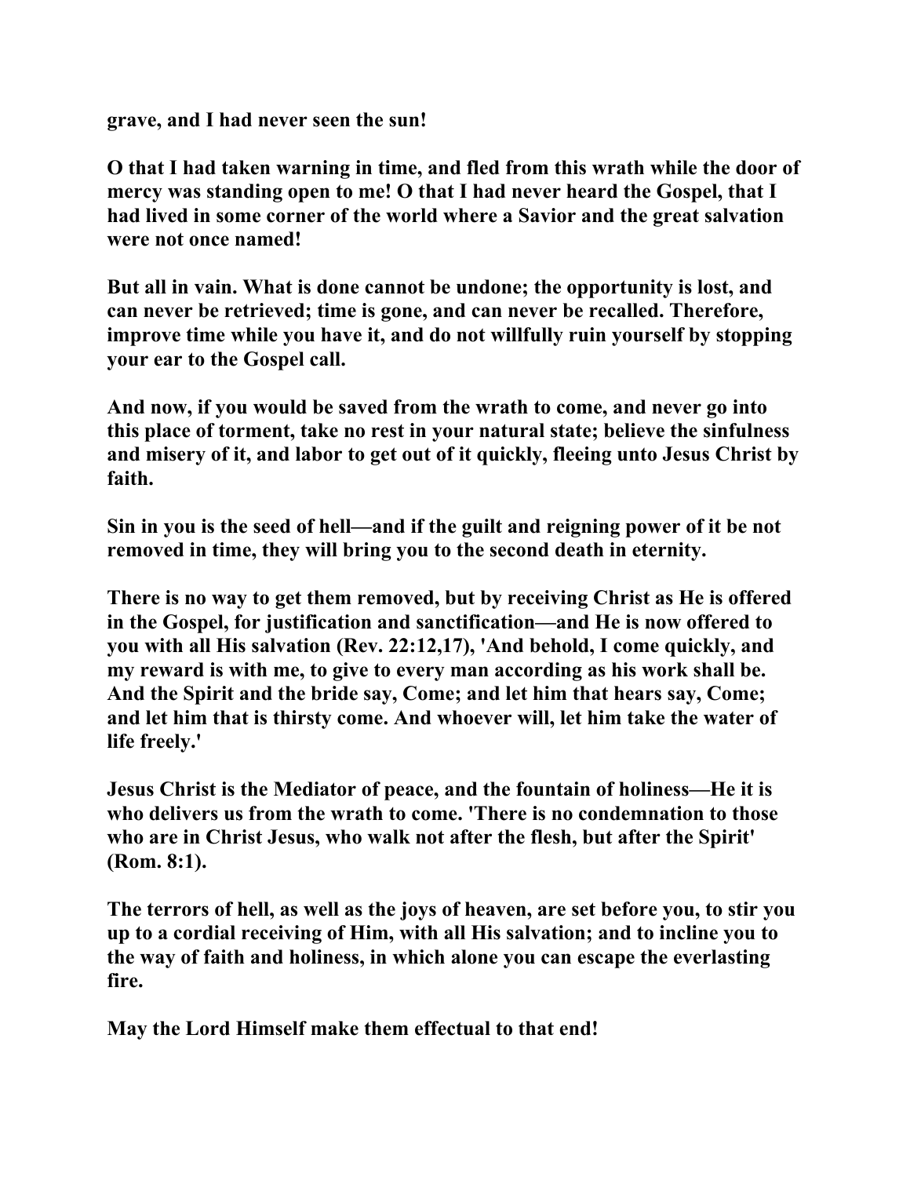**grave, and I had never seen the sun!**

**O that I had taken warning in time, and fled from this wrath while the door of mercy was standing open to me! O that I had never heard the Gospel, that I had lived in some corner of the world where a Savior and the great salvation were not once named!**

**But all in vain. What is done cannot be undone; the opportunity is lost, and can never be retrieved; time is gone, and can never be recalled. Therefore, improve time while you have it, and do not willfully ruin yourself by stopping your ear to the Gospel call.**

**And now, if you would be saved from the wrath to come, and never go into this place of torment, take no rest in your natural state; believe the sinfulness and misery of it, and labor to get out of it quickly, fleeing unto Jesus Christ by faith.**

**Sin in you is the seed of hell—and if the guilt and reigning power of it be not removed in time, they will bring you to the second death in eternity.**

**There is no way to get them removed, but by receiving Christ as He is offered in the Gospel, for justification and sanctification—and He is now offered to you with all His salvation (Rev. 22:12,17), 'And behold, I come quickly, and my reward is with me, to give to every man according as his work shall be. And the Spirit and the bride say, Come; and let him that hears say, Come; and let him that is thirsty come. And whoever will, let him take the water of life freely.'**

**Jesus Christ is the Mediator of peace, and the fountain of holiness—He it is who delivers us from the wrath to come. 'There is no condemnation to those who are in Christ Jesus, who walk not after the flesh, but after the Spirit' (Rom. 8:1).**

**The terrors of hell, as well as the joys of heaven, are set before you, to stir you up to a cordial receiving of Him, with all His salvation; and to incline you to the way of faith and holiness, in which alone you can escape the everlasting fire.**

**May the Lord Himself make them effectual to that end!**